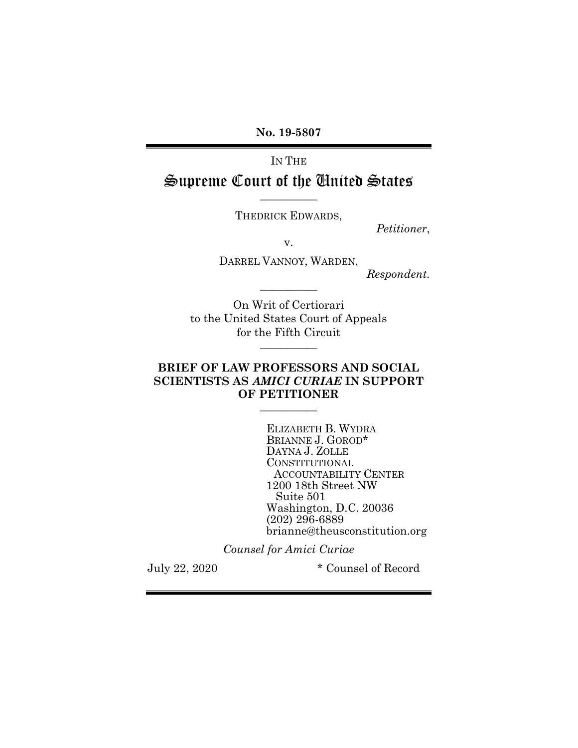**No. 19-5807**

IN THE

# Supreme Court of the United States

---

THEDRICK EDWARDS,

*Petitioner*,

v.

DARREL VANNOY, WARDEN,

*Respondent.*

---

On Writ of Certiorari
to the United States Court of Appeals
for the Fifth Circuit

---

**BRIEF OF LAW PROFESSORS AND SOCIAL SCIENTISTS AS *AMICI CURIAE* IN SUPPORT OF PETITIONER**

---

ELIZABETH B. WYDRA
BRIANNE J. GOROD*
DAYNA J. ZOLLE
CONSTITUTIONAL
ACCOUNTABILITY CENTER
1200 18th Street NW
Suite 501
Washington, D.C. 20036
(202) 296-6889
brianne@theusconstitution.org

*Counsel for Amici Curiae*

July 22, 2020

\* Counsel of Record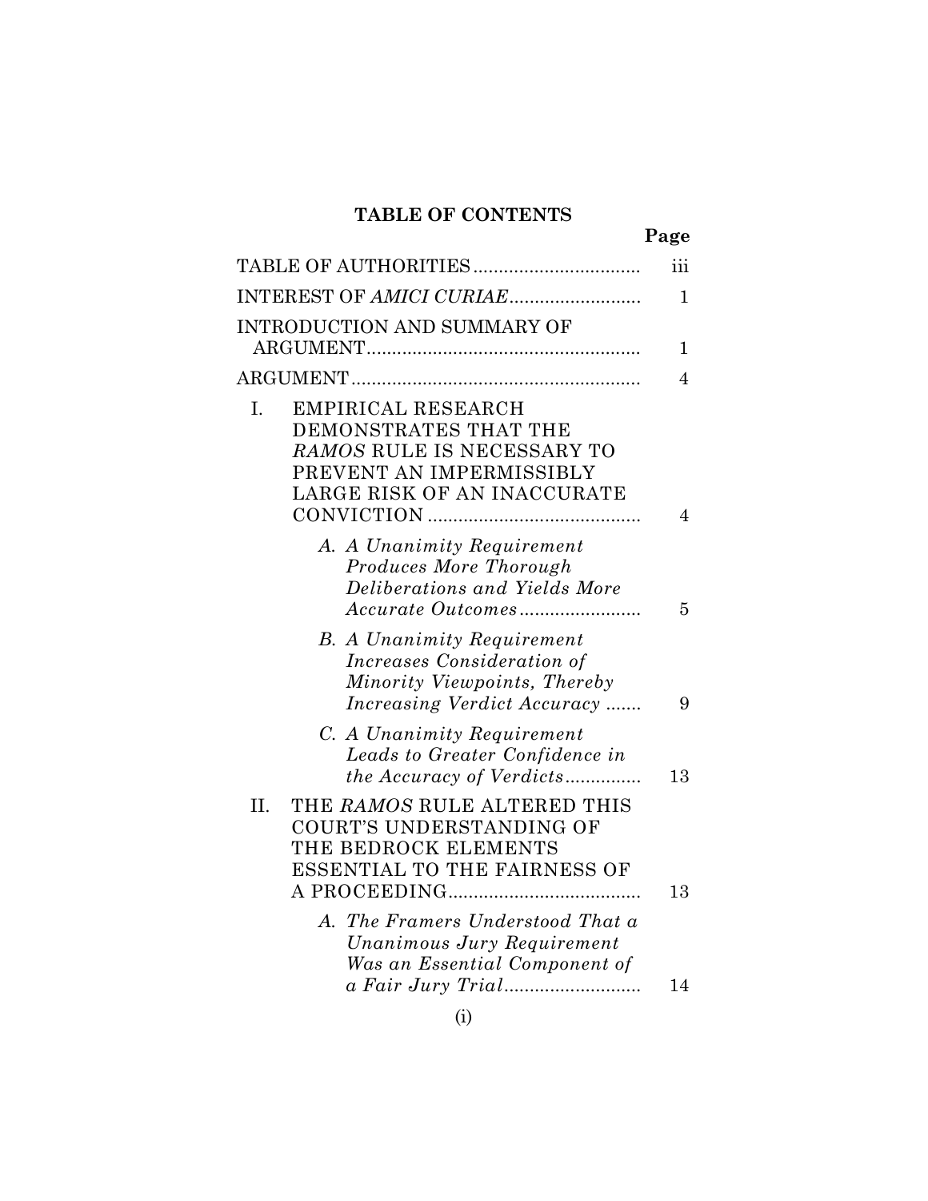## TABLE OF CONTENTS

| | Page |
|---|---|
| TABLE OF AUTHORITIES | iii |
| INTEREST OF *AMICI CURIAE* | 1 |
| INTRODUCTION AND SUMMARY OF ARGUMENT | 1 |
| ARGUMENT | 4 |
| I. EMPIRICAL RESEARCH DEMONSTRATES THAT THE *RAMOS* RULE IS NECESSARY TO PREVENT AN IMPERMISSIBLY LARGE RISK OF AN INACCURATE CONVICTION | 4 |
| *A. A Unanimity Requirement Produces More Thorough Deliberations and Yields More Accurate Outcomes* | 5 |
| *B. A Unanimity Requirement Increases Consideration of Minority Viewpoints, Thereby Increasing Verdict Accuracy* | 9 |
| *C. A Unanimity Requirement Leads to Greater Confidence in the Accuracy of Verdicts* | 13 |
| II. THE *RAMOS* RULE ALTERED THIS COURT'S UNDERSTANDING OF THE BEDROCK ELEMENTS ESSENTIAL TO THE FAIRNESS OF A PROCEEDING | 13 |
| *A. The Framers Understood That a Unanimous Jury Requirement Was an Essential Component of a Fair Jury Trial* | 14 |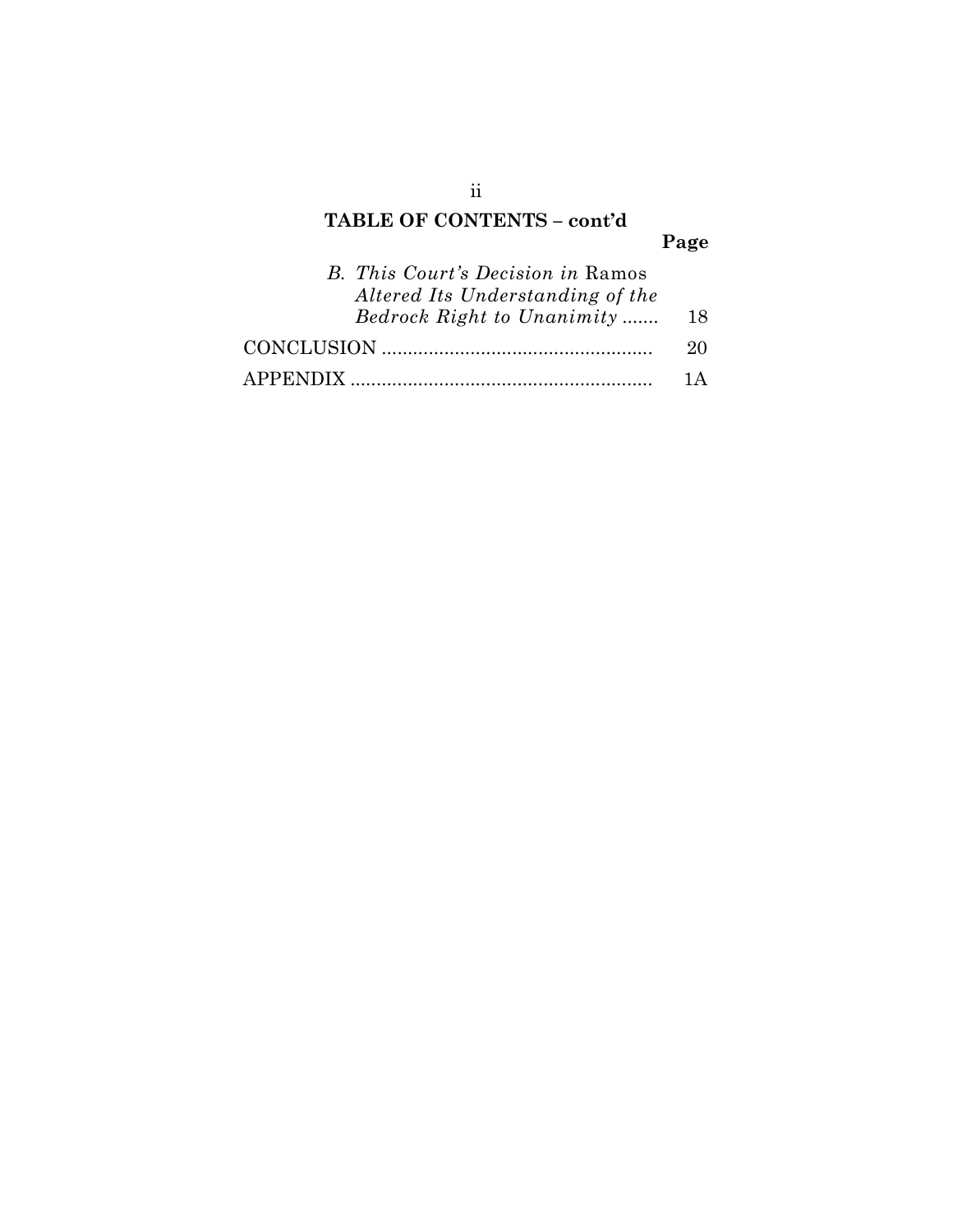## TABLE OF CONTENTS – cont'd

| | Page |
|---|---|
| *B. This Court's Decision in* Ramos *Altered Its Understanding of the Bedrock Right to Unanimity* ....... | 18 |
| CONCLUSION .................................................... | 20 |
| APPENDIX .......................................................... | 1A |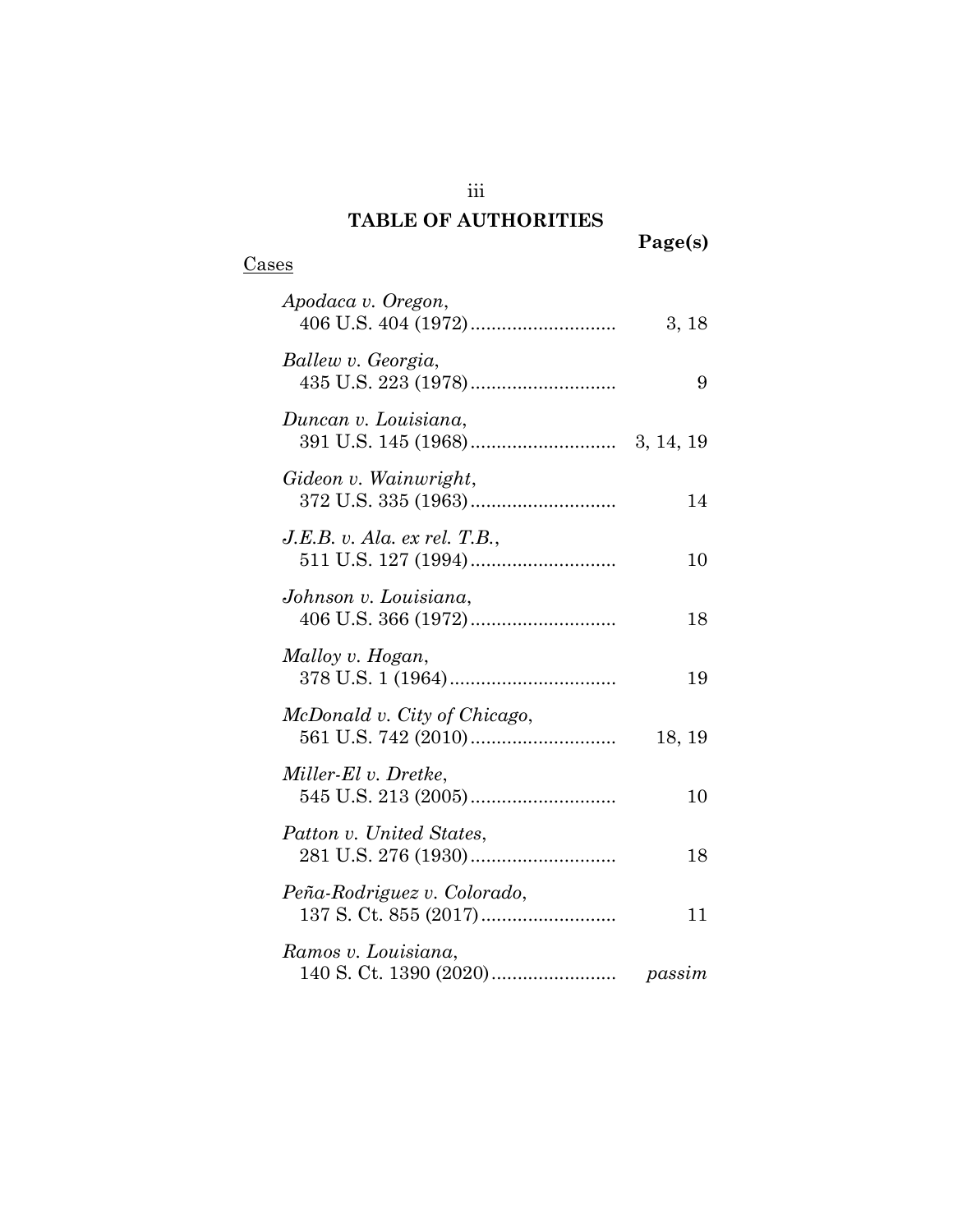# TABLE OF AUTHORITIES

| | Page(s) |
|---|---|
| <u>Cases</u> | |
| *Apodaca v. Oregon*, 406 U.S. 404 (1972) | 3, 18 |
| *Ballew v. Georgia*, 435 U.S. 223 (1978) | 9 |
| *Duncan v. Louisiana*, 391 U.S. 145 (1968) | 3, 14, 19 |
| *Gideon v. Wainwright*, 372 U.S. 335 (1963) | 14 |
| *J.E.B. v. Ala. ex rel. T.B.*, 511 U.S. 127 (1994) | 10 |
| *Johnson v. Louisiana*, 406 U.S. 366 (1972) | 18 |
| *Malloy v. Hogan*, 378 U.S. 1 (1964) | 19 |
| *McDonald v. City of Chicago*, 561 U.S. 742 (2010) | 18, 19 |
| *Miller-El v. Dretke*, 545 U.S. 213 (2005) | 10 |
| *Patton v. United States*, 281 U.S. 276 (1930) | 18 |
| *Peña-Rodriguez v. Colorado*, 137 S. Ct. 855 (2017) | 11 |
| *Ramos v. Louisiana*, 140 S. Ct. 1390 (2020) | *passim* |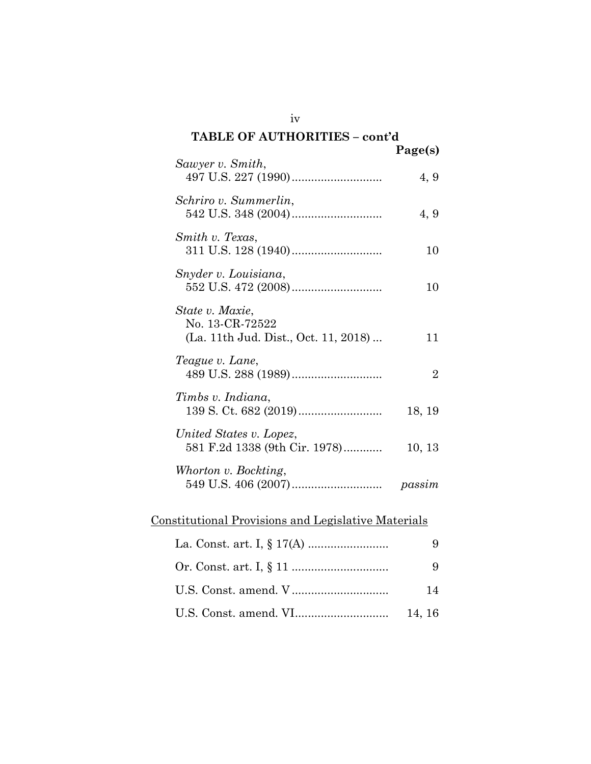## TABLE OF AUTHORITIES – cont'd

| | Page(s) |
|---|---|
| *Sawyer v. Smith*, 497 U.S. 227 (1990) | 4, 9 |
| *Schriro v. Summerlin*, 542 U.S. 348 (2004) | 4, 9 |
| *Smith v. Texas*, 311 U.S. 128 (1940) | 10 |
| *Snyder v. Louisiana*, 552 U.S. 472 (2008) | 10 |
| *State v. Maxie*, No. 13-CR-72522 (La. 11th Jud. Dist., Oct. 11, 2018) | 11 |
| *Teague v. Lane*, 489 U.S. 288 (1989) | 2 |
| *Timbs v. Indiana*, 139 S. Ct. 682 (2019) | 18, 19 |
| *United States v. Lopez*, 581 F.2d 1338 (9th Cir. 1978) | 10, 13 |
| *Whorton v. Bockting*, 549 U.S. 406 (2007) | *passim* |

Constitutional Provisions and Legislative Materials

| | |
|---|---|
| La. Const. art. I, § 17(A) | 9 |
| Or. Const. art. I, § 11 | 9 |
| U.S. Const. amend. V | 14 |
| U.S. Const. amend. VI | 14, 16 |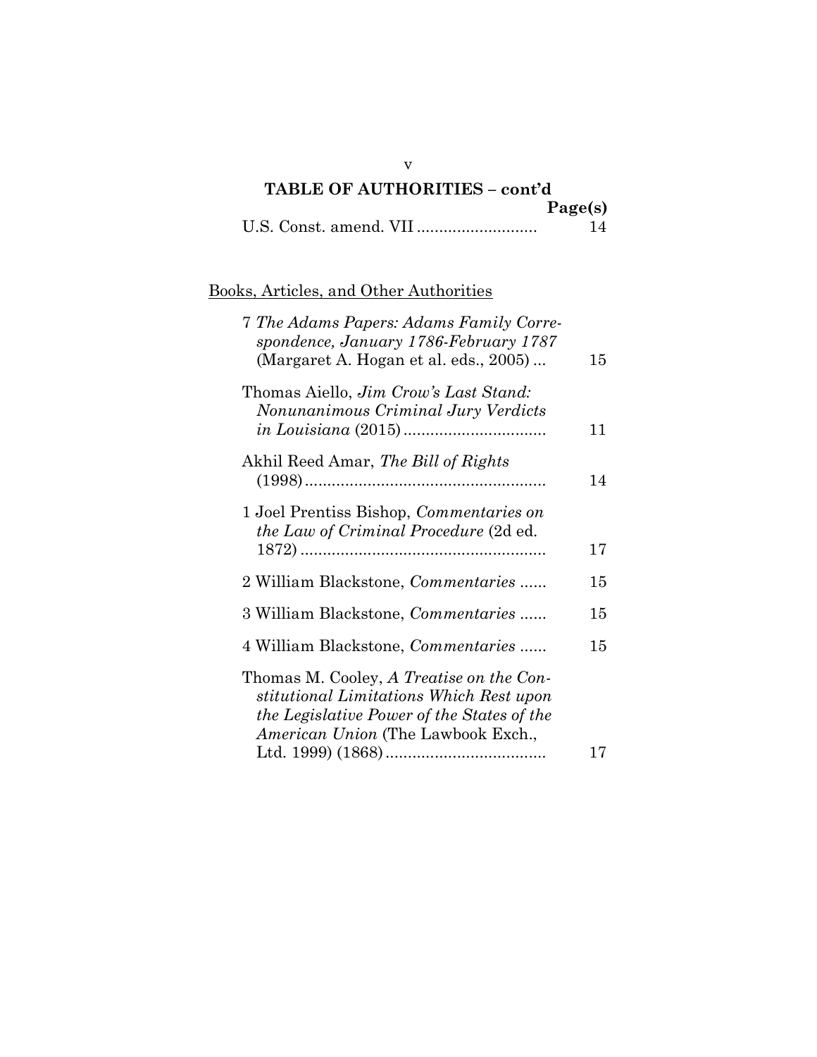## TABLE OF AUTHORITIES – cont'd

| | Page(s) |
|---|---|
| U.S. Const. amend. VII | 14 |

Books, Articles, and Other Authorities

| | |
|---|---|
| 7 *The Adams Papers: Adams Family Correspondence, January 1786-February 1787* (Margaret A. Hogan et al. eds., 2005) | 15 |
| Thomas Aiello, *Jim Crow's Last Stand: Nonunanimous Criminal Jury Verdicts in Louisiana* (2015) | 11 |
| Akhil Reed Amar, *The Bill of Rights* (1998) | 14 |
| 1 Joel Prentiss Bishop, *Commentaries on the Law of Criminal Procedure* (2d ed. 1872) | 17 |
| 2 William Blackstone, *Commentaries* | 15 |
| 3 William Blackstone, *Commentaries* | 15 |
| 4 William Blackstone, *Commentaries* | 15 |
| Thomas M. Cooley, *A Treatise on the Constitutional Limitations Which Rest upon the Legislative Power of the States of the American Union* (The Lawbook Exch., Ltd. 1999) (1868) | 17 |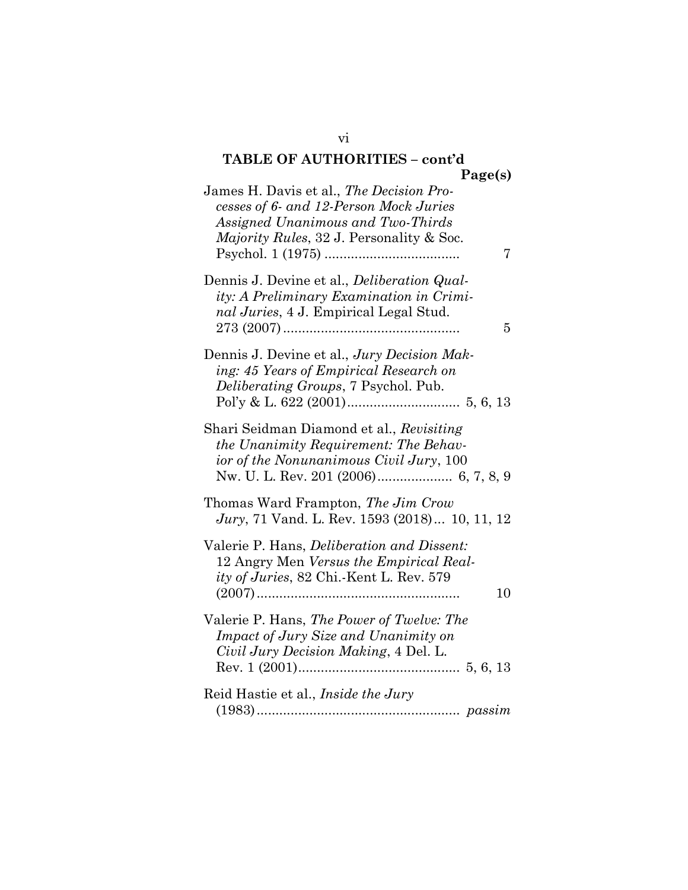## TABLE OF AUTHORITIES – cont'd

**Page(s)**

James H. Davis et al., *The Decision Processes of 6- and 12-Person Mock Juries Assigned Unanimous and Two-Thirds Majority Rules*, 32 J. Personality & Soc. Psychol. 1 (1975) .................................... 7

Dennis J. Devine et al., *Deliberation Quality: A Preliminary Examination in Criminal Juries*, 4 J. Empirical Legal Stud. 273 (2007) .............................................. 5

Dennis J. Devine et al., *Jury Decision Making: 45 Years of Empirical Research on Deliberating Groups*, 7 Psychol. Pub. Pol'y & L. 622 (2001) ............................. 5, 6, 13

Shari Seidman Diamond et al., *Revisiting the Unanimity Requirement: The Behavior of the Nonunanimous Civil Jury*, 100 Nw. U. L. Rev. 201 (2006) .................... 6, 7, 8, 9

Thomas Ward Frampton, *The Jim Crow Jury*, 71 Vand. L. Rev. 1593 (2018)... 10, 11, 12

Valerie P. Hans, *Deliberation and Dissent:* 12 Angry Men *Versus the Empirical Reality of Juries*, 82 Chi.-Kent L. Rev. 579 (2007) ..................................................... 10

Valerie P. Hans, *The Power of Twelve: The Impact of Jury Size and Unanimity on Civil Jury Decision Making*, 4 Del. L. Rev. 1 (2001) ........................................... 5, 6, 13

Reid Hastie et al., *Inside the Jury* (1983) ..................................................... *passim*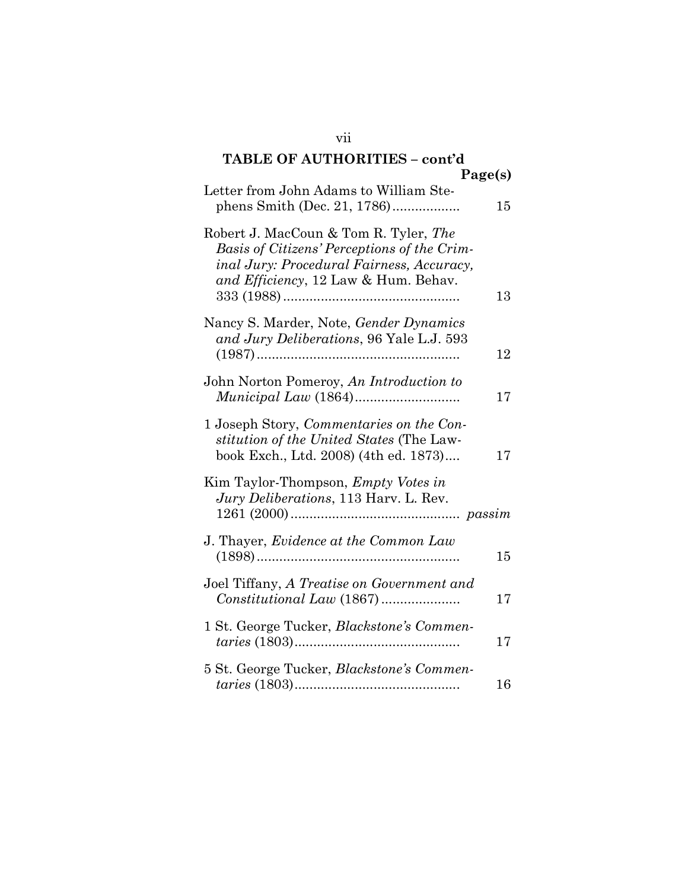**TABLE OF AUTHORITIES – cont'd**

| | Page(s) |
|---|---|
| Letter from John Adams to William Stephens Smith (Dec. 21, 1786) | 15 |
| Robert J. MacCoun & Tom R. Tyler, *The Basis of Citizens' Perceptions of the Criminal Jury: Procedural Fairness, Accuracy, and Efficiency*, 12 Law & Hum. Behav. 333 (1988) | 13 |
| Nancy S. Marder, Note, *Gender Dynamics and Jury Deliberations*, 96 Yale L.J. 593 (1987) | 12 |
| John Norton Pomeroy, *An Introduction to Municipal Law* (1864) | 17 |
| 1 Joseph Story, *Commentaries on the Constitution of the United States* (The Lawbook Exch., Ltd. 2008) (4th ed. 1873) | 17 |
| Kim Taylor-Thompson, *Empty Votes in Jury Deliberations*, 113 Harv. L. Rev. 1261 (2000) | *passim* |
| J. Thayer, *Evidence at the Common Law* (1898) | 15 |
| Joel Tiffany, *A Treatise on Government and Constitutional Law* (1867) | 17 |
| 1 St. George Tucker, *Blackstone's Commentaries* (1803) | 17 |
| 5 St. George Tucker, *Blackstone's Commentaries* (1803) | 16 |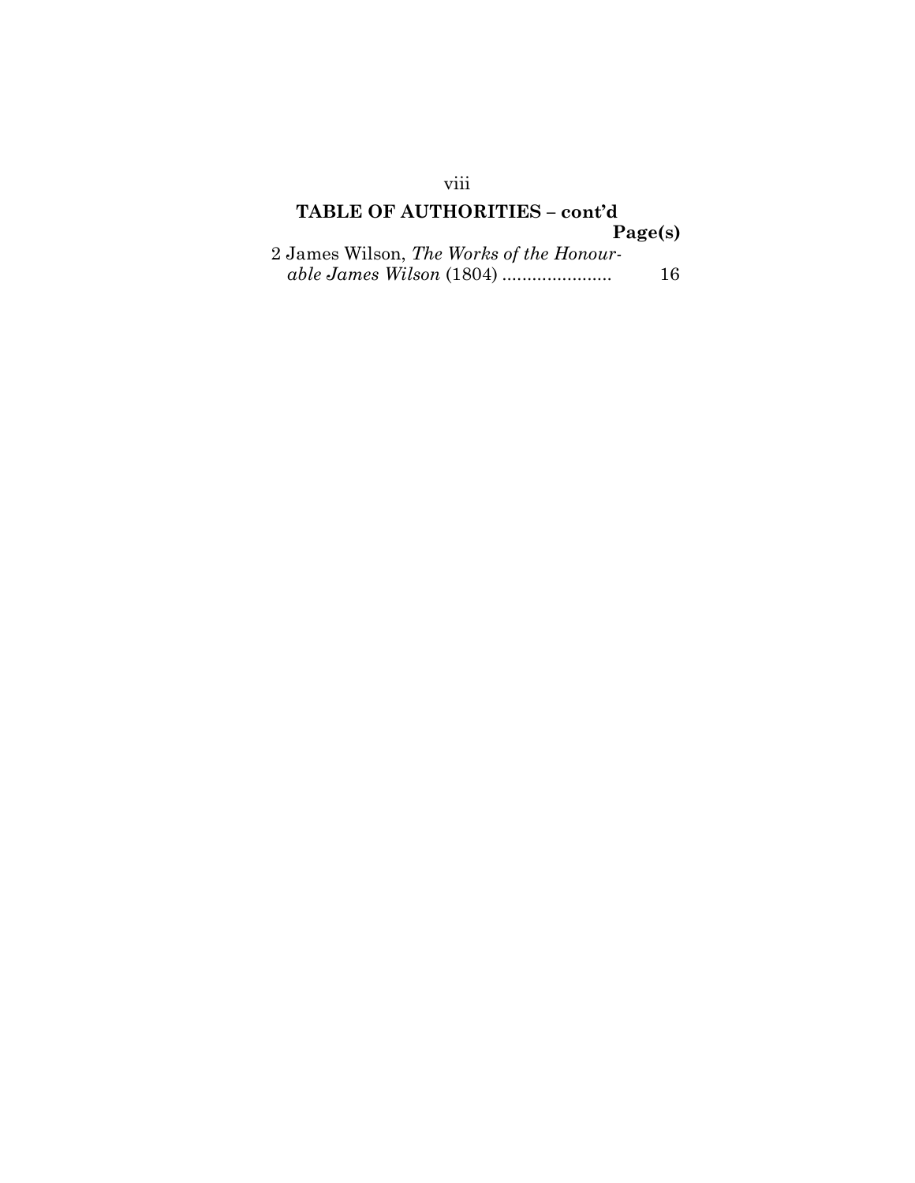## TABLE OF AUTHORITIES – cont'd

| | Page(s) |
|---|---|
| 2 James Wilson, *The Works of the Honourable James Wilson* (1804) ...................... | 16 |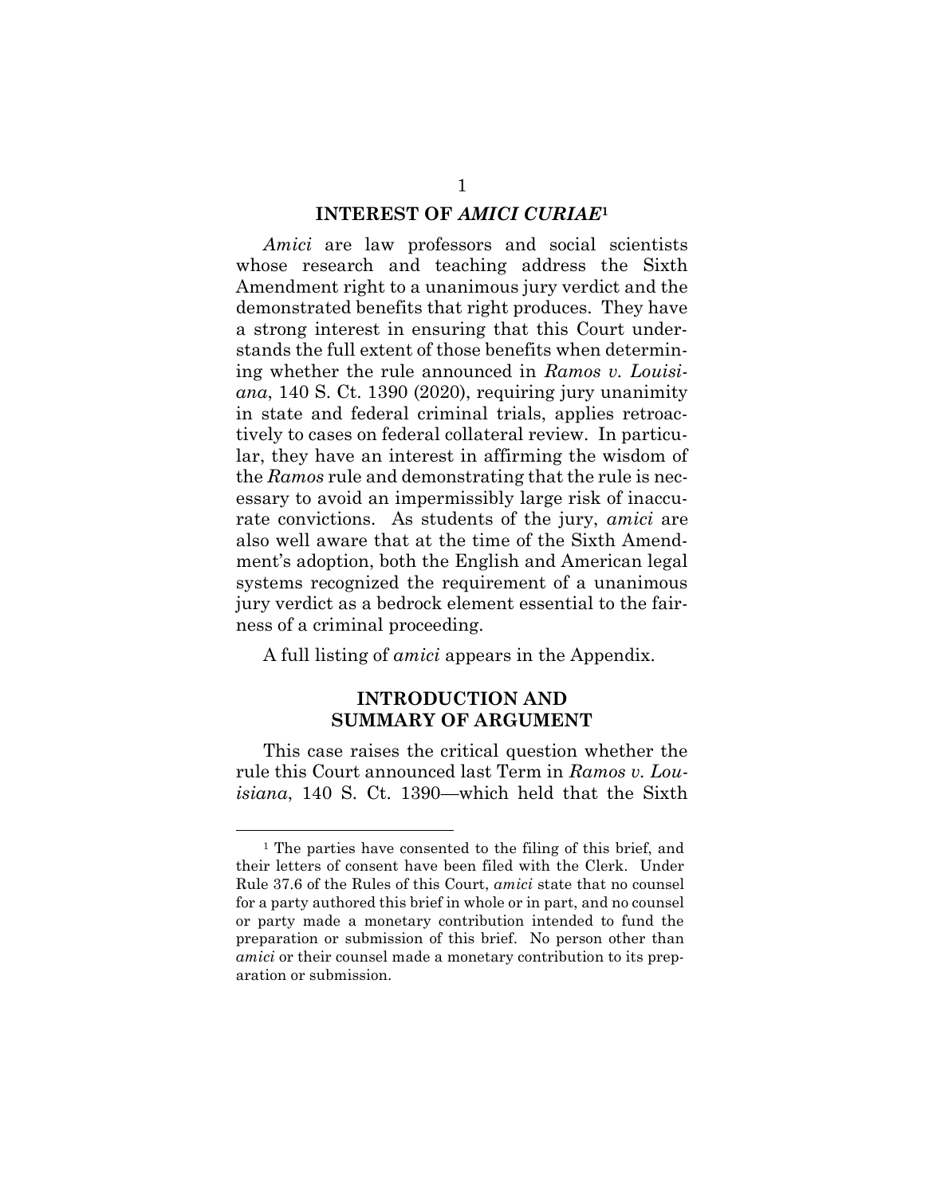## INTEREST OF *AMICI CURIAE*[1]

*Amici* are law professors and social scientists whose research and teaching address the Sixth Amendment right to a unanimous jury verdict and the demonstrated benefits that right produces. They have a strong interest in ensuring that this Court understands the full extent of those benefits when determining whether the rule announced in *Ramos v. Louisiana*, 140 S. Ct. 1390 (2020), requiring jury unanimity in state and federal criminal trials, applies retroactively to cases on federal collateral review. In particular, they have an interest in affirming the wisdom of the *Ramos* rule and demonstrating that the rule is necessary to avoid an impermissibly large risk of inaccurate convictions. As students of the jury, *amici* are also well aware that at the time of the Sixth Amendment's adoption, both the English and American legal systems recognized the requirement of a unanimous jury verdict as a bedrock element essential to the fairness of a criminal proceeding.

A full listing of *amici* appears in the Appendix.

## INTRODUCTION AND SUMMARY OF ARGUMENT

This case raises the critical question whether the rule this Court announced last Term in *Ramos v. Louisiana*, 140 S. Ct. 1390—which held that the Sixth

[1] The parties have consented to the filing of this brief, and their letters of consent have been filed with the Clerk. Under Rule 37.6 of the Rules of this Court, *amici* state that no counsel for a party authored this brief in whole or in part, and no counsel or party made a monetary contribution intended to fund the preparation or submission of this brief. No person other than *amici* or their counsel made a monetary contribution to its preparation or submission.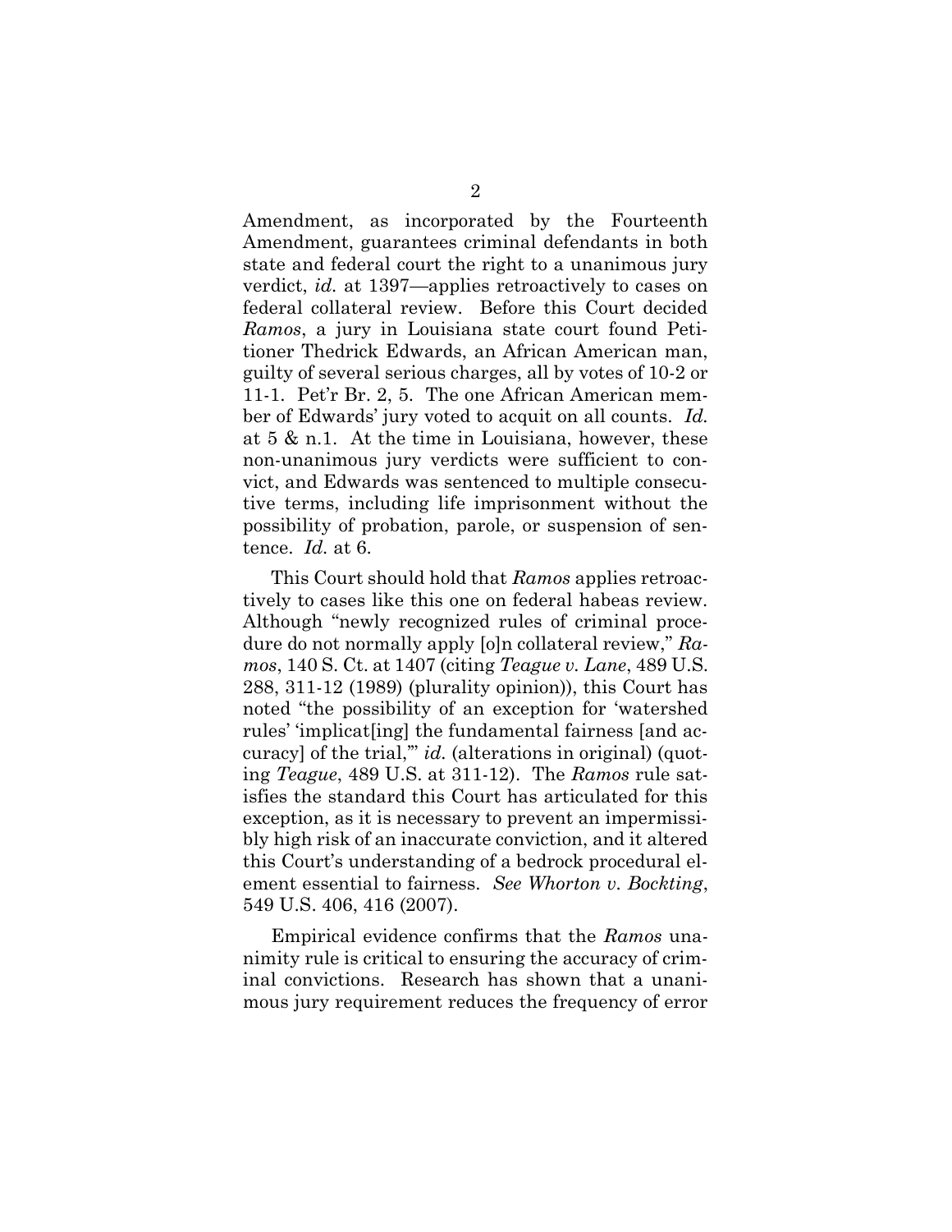Amendment, as incorporated by the Fourteenth Amendment, guarantees criminal defendants in both state and federal court the right to a unanimous jury verdict, *id.* at 1397—applies retroactively to cases on federal collateral review. Before this Court decided *Ramos*, a jury in Louisiana state court found Petitioner Thedrick Edwards, an African American man, guilty of several serious charges, all by votes of 10-2 or 11-1. Pet'r Br. 2, 5. The one African American member of Edwards' jury voted to acquit on all counts. *Id.* at 5 & n.1. At the time in Louisiana, however, these non-unanimous jury verdicts were sufficient to convict, and Edwards was sentenced to multiple consecutive terms, including life imprisonment without the possibility of probation, parole, or suspension of sentence. *Id.* at 6.

This Court should hold that *Ramos* applies retroactively to cases like this one on federal habeas review. Although "newly recognized rules of criminal procedure do not normally apply [o]n collateral review," *Ramos*, 140 S. Ct. at 1407 (citing *Teague v. Lane*, 489 U.S. 288, 311-12 (1989) (plurality opinion)), this Court has noted "the possibility of an exception for 'watershed rules' 'implicat[ing] the fundamental fairness [and accuracy] of the trial,'" *id.* (alterations in original) (quoting *Teague*, 489 U.S. at 311-12). The *Ramos* rule satisfies the standard this Court has articulated for this exception, as it is necessary to prevent an impermissibly high risk of an inaccurate conviction, and it altered this Court's understanding of a bedrock procedural element essential to fairness. *See Whorton v. Bockting*, 549 U.S. 406, 416 (2007).

Empirical evidence confirms that the *Ramos* unanimity rule is critical to ensuring the accuracy of criminal convictions. Research has shown that a unanimous jury requirement reduces the frequency of error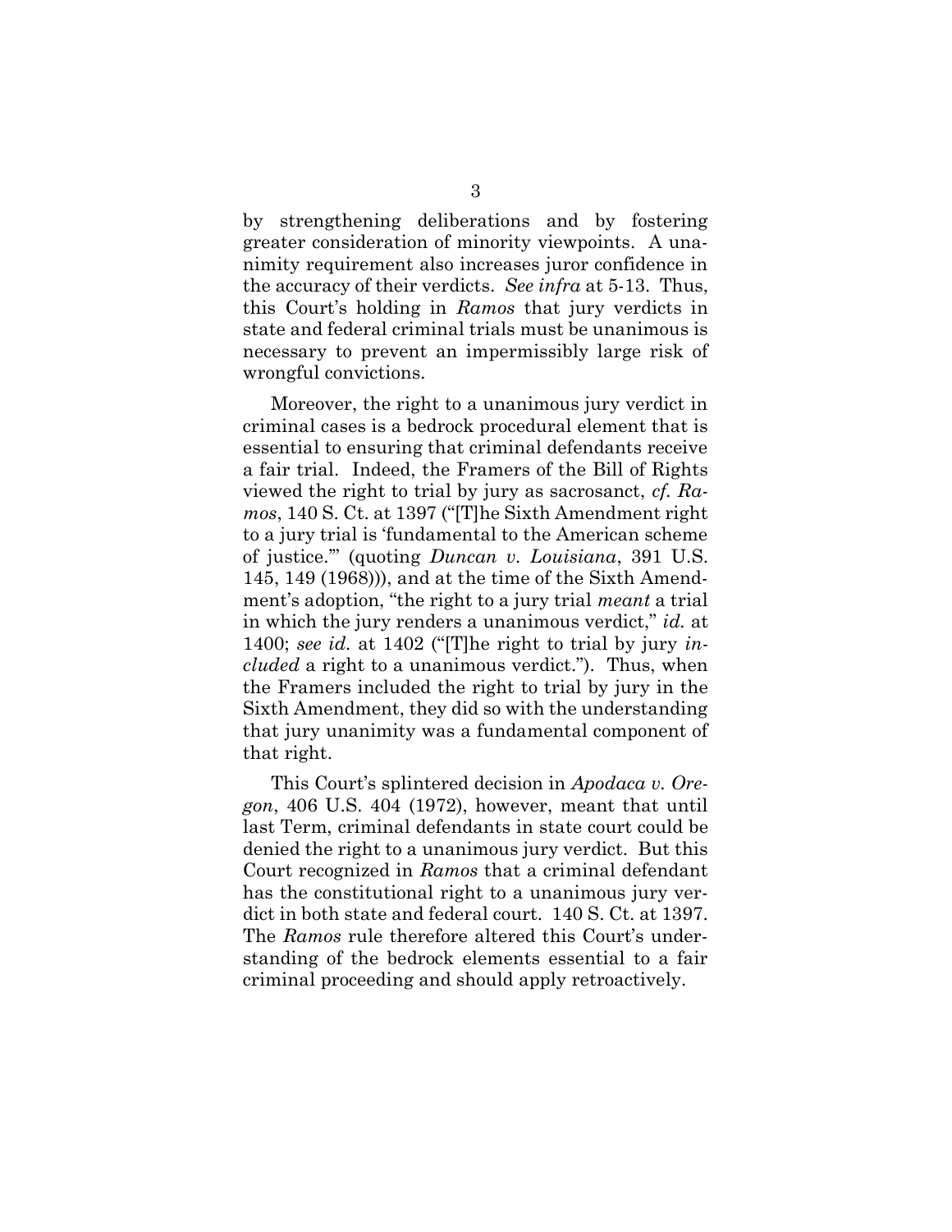by strengthening deliberations and by fostering greater consideration of minority viewpoints. A unanimity requirement also increases juror confidence in the accuracy of their verdicts. *See infra* at 5-13. Thus, this Court's holding in *Ramos* that jury verdicts in state and federal criminal trials must be unanimous is necessary to prevent an impermissibly large risk of wrongful convictions.

Moreover, the right to a unanimous jury verdict in criminal cases is a bedrock procedural element that is essential to ensuring that criminal defendants receive a fair trial. Indeed, the Framers of the Bill of Rights viewed the right to trial by jury as sacrosanct, *cf. Ramos*, 140 S. Ct. at 1397 ("[T]he Sixth Amendment right to a jury trial is 'fundamental to the American scheme of justice.'" (quoting *Duncan v. Louisiana*, 391 U.S. 145, 149 (1968))), and at the time of the Sixth Amendment's adoption, "the right to a jury trial *meant* a trial in which the jury renders a unanimous verdict," *id.* at 1400; *see id.* at 1402 ("[T]he right to trial by jury *included* a right to a unanimous verdict."). Thus, when the Framers included the right to trial by jury in the Sixth Amendment, they did so with the understanding that jury unanimity was a fundamental component of that right.

This Court's splintered decision in *Apodaca v. Oregon*, 406 U.S. 404 (1972), however, meant that until last Term, criminal defendants in state court could be denied the right to a unanimous jury verdict. But this Court recognized in *Ramos* that a criminal defendant has the constitutional right to a unanimous jury verdict in both state and federal court. 140 S. Ct. at 1397. The *Ramos* rule therefore altered this Court's understanding of the bedrock elements essential to a fair criminal proceeding and should apply retroactively.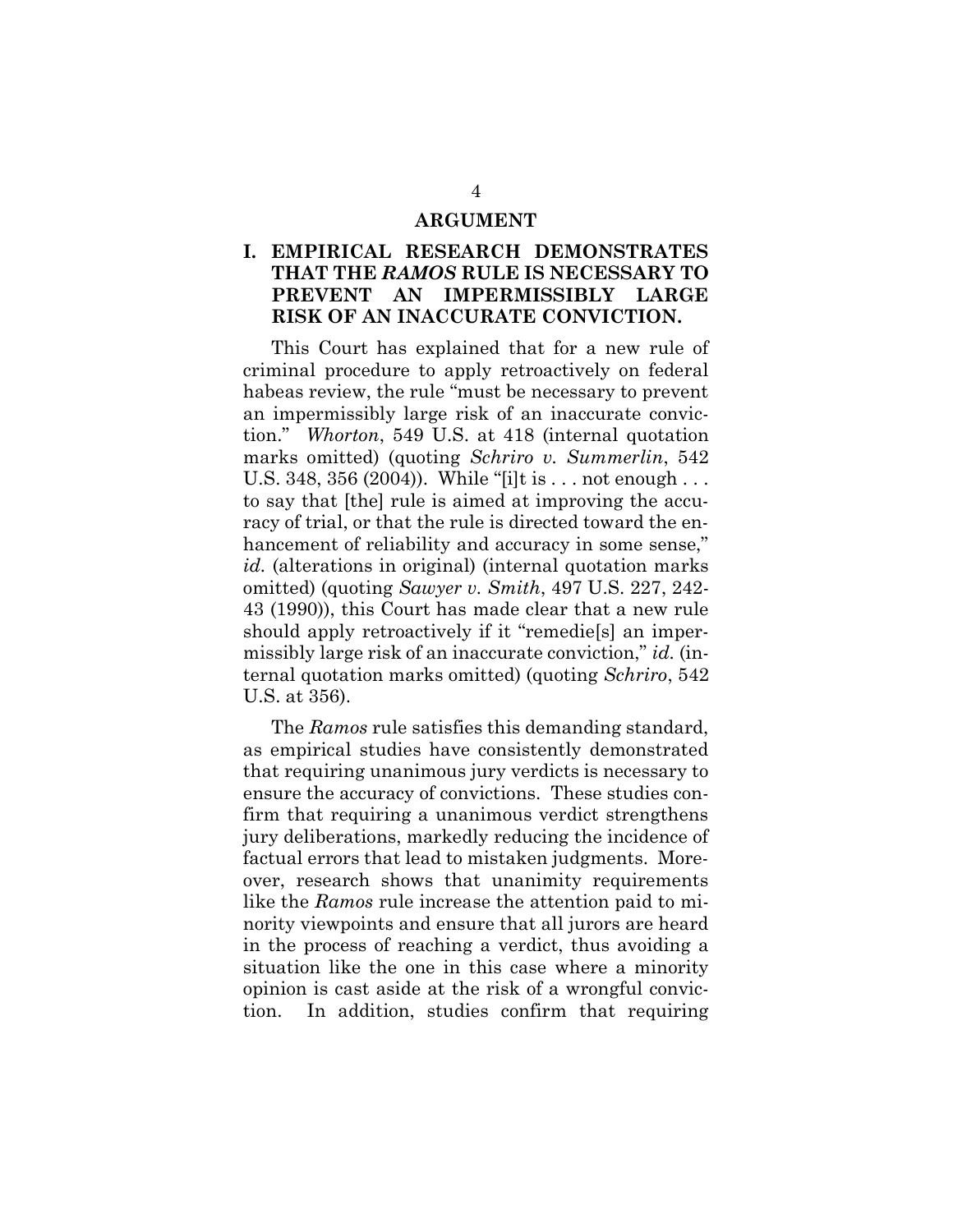## ARGUMENT

### I. EMPIRICAL RESEARCH DEMONSTRATES THAT THE *RAMOS* RULE IS NECESSARY TO PREVENT AN IMPERMISSIBLY LARGE RISK OF AN INACCURATE CONVICTION.

This Court has explained that for a new rule of criminal procedure to apply retroactively on federal habeas review, the rule "must be necessary to prevent an impermissibly large risk of an inaccurate conviction." *Whorton*, 549 U.S. at 418 (internal quotation marks omitted) (quoting *Schriro v. Summerlin*, 542 U.S. 348, 356 (2004)). While "[i]t is . . . not enough . . . to say that [the] rule is aimed at improving the accuracy of trial, or that the rule is directed toward the enhancement of reliability and accuracy in some sense," *id.* (alterations in original) (internal quotation marks omitted) (quoting *Sawyer v. Smith*, 497 U.S. 227, 242-43 (1990)), this Court has made clear that a new rule should apply retroactively if it "remedie[s] an impermissibly large risk of an inaccurate conviction," *id.* (internal quotation marks omitted) (quoting *Schriro*, 542 U.S. at 356).

The *Ramos* rule satisfies this demanding standard, as empirical studies have consistently demonstrated that requiring unanimous jury verdicts is necessary to ensure the accuracy of convictions. These studies confirm that requiring a unanimous verdict strengthens jury deliberations, markedly reducing the incidence of factual errors that lead to mistaken judgments. Moreover, research shows that unanimity requirements like the *Ramos* rule increase the attention paid to minority viewpoints and ensure that all jurors are heard in the process of reaching a verdict, thus avoiding a situation like the one in this case where a minority opinion is cast aside at the risk of a wrongful conviction. In addition, studies confirm that requiring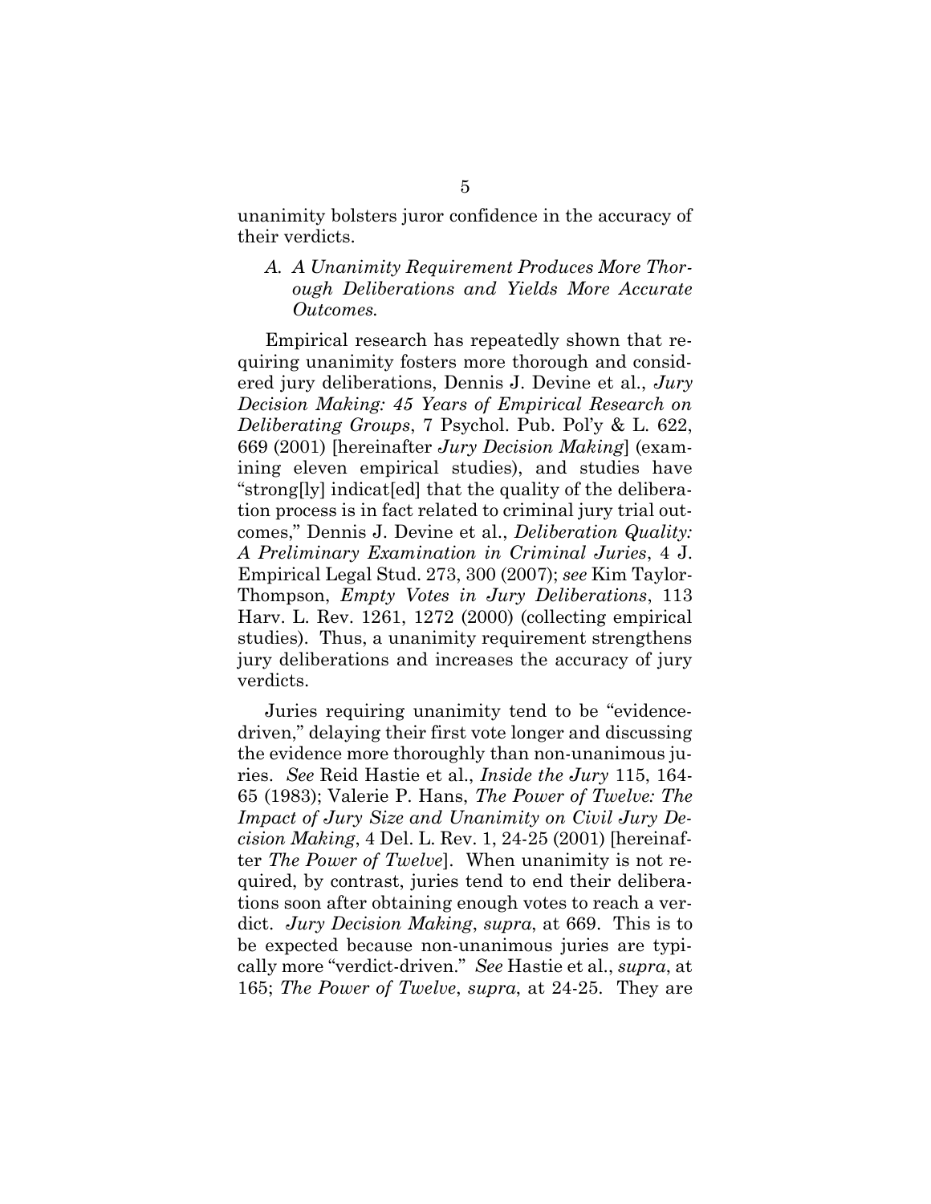unanimity bolsters juror confidence in the accuracy of their verdicts.

### *A. A Unanimity Requirement Produces More Thorough Deliberations and Yields More Accurate Outcomes.*

Empirical research has repeatedly shown that requiring unanimity fosters more thorough and considered jury deliberations, Dennis J. Devine et al., *Jury Decision Making: 45 Years of Empirical Research on Deliberating Groups*, 7 Psychol. Pub. Pol'y & L. 622, 669 (2001) [hereinafter *Jury Decision Making*] (examining eleven empirical studies), and studies have "strong[ly] indicat[ed] that the quality of the deliberation process is in fact related to criminal jury trial outcomes," Dennis J. Devine et al., *Deliberation Quality: A Preliminary Examination in Criminal Juries*, 4 J. Empirical Legal Stud. 273, 300 (2007); *see* Kim Taylor-Thompson, *Empty Votes in Jury Deliberations*, 113 Harv. L. Rev. 1261, 1272 (2000) (collecting empirical studies). Thus, a unanimity requirement strengthens jury deliberations and increases the accuracy of jury verdicts.

Juries requiring unanimity tend to be "evidence-driven," delaying their first vote longer and discussing the evidence more thoroughly than non-unanimous juries. *See* Reid Hastie et al., *Inside the Jury* 115, 164-65 (1983); Valerie P. Hans, *The Power of Twelve: The Impact of Jury Size and Unanimity on Civil Jury Decision Making*, 4 Del. L. Rev. 1, 24-25 (2001) [hereinafter *The Power of Twelve*]. When unanimity is not required, by contrast, juries tend to end their deliberations soon after obtaining enough votes to reach a verdict. *Jury Decision Making*, *supra*, at 669. This is to be expected because non-unanimous juries are typically more "verdict-driven." *See* Hastie et al., *supra*, at 165; *The Power of Twelve*, *supra*, at 24-25. They are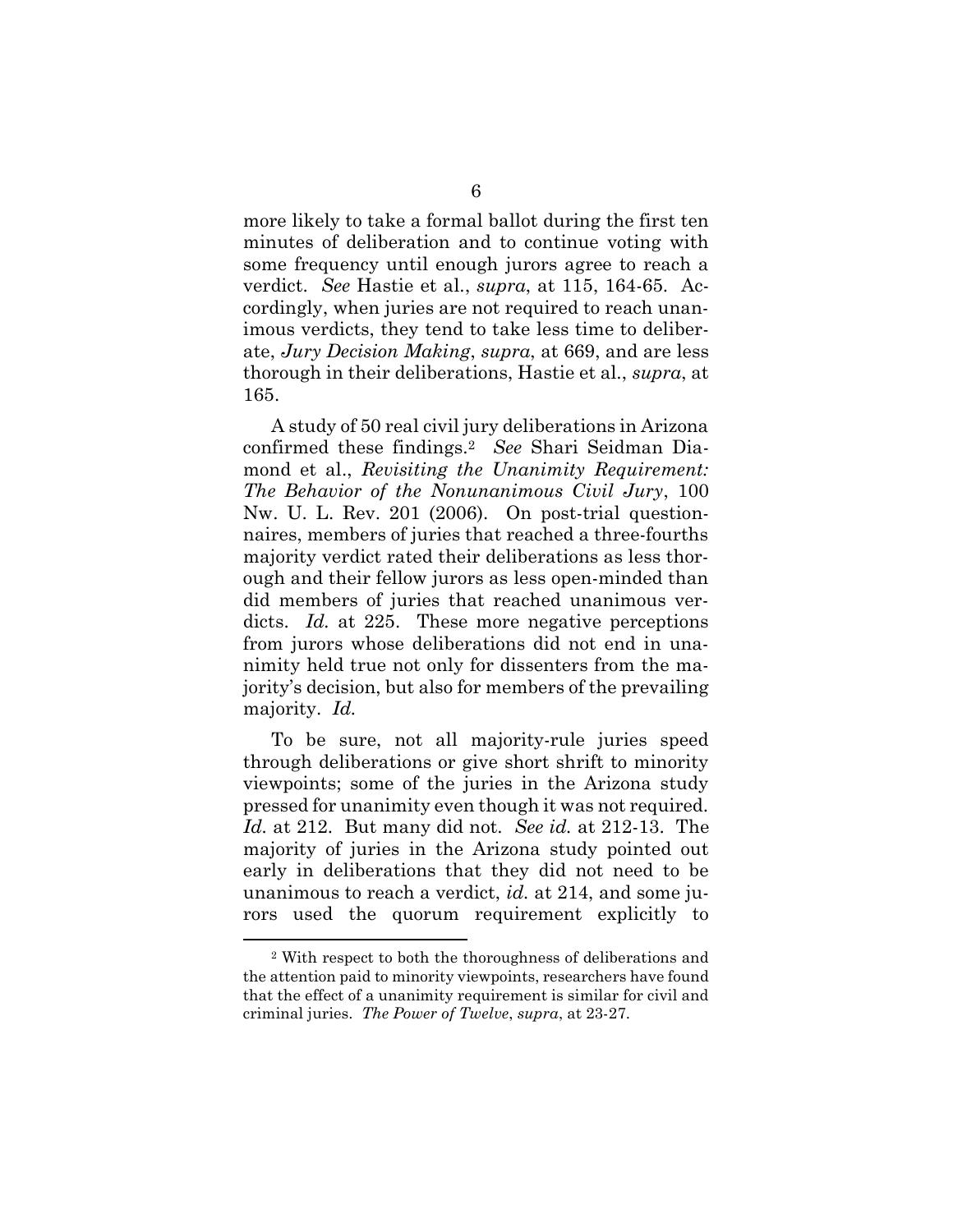more likely to take a formal ballot during the first ten minutes of deliberation and to continue voting with some frequency until enough jurors agree to reach a verdict. *See* Hastie et al., *supra*, at 115, 164-65. Accordingly, when juries are not required to reach unanimous verdicts, they tend to take less time to deliberate, *Jury Decision Making*, *supra*, at 669, and are less thorough in their deliberations, Hastie et al., *supra*, at 165.

A study of 50 real civil jury deliberations in Arizona confirmed these findings.[2] *See* Shari Seidman Diamond et al., *Revisiting the Unanimity Requirement: The Behavior of the Nonunanimous Civil Jury*, 100 Nw. U. L. Rev. 201 (2006). On post-trial questionnaires, members of juries that reached a three-fourths majority verdict rated their deliberations as less thorough and their fellow jurors as less open-minded than did members of juries that reached unanimous verdicts. *Id.* at 225. These more negative perceptions from jurors whose deliberations did not end in unanimity held true not only for dissenters from the majority's decision, but also for members of the prevailing majority. *Id.*

To be sure, not all majority-rule juries speed through deliberations or give short shrift to minority viewpoints; some of the juries in the Arizona study pressed for unanimity even though it was not required. *Id.* at 212. But many did not. *See id.* at 212-13. The majority of juries in the Arizona study pointed out early in deliberations that they did not need to be unanimous to reach a verdict, *id.* at 214, and some jurors used the quorum requirement explicitly to

---

[2] With respect to both the thoroughness of deliberations and the attention paid to minority viewpoints, researchers have found that the effect of a unanimity requirement is similar for civil and criminal juries. *The Power of Twelve*, *supra*, at 23-27.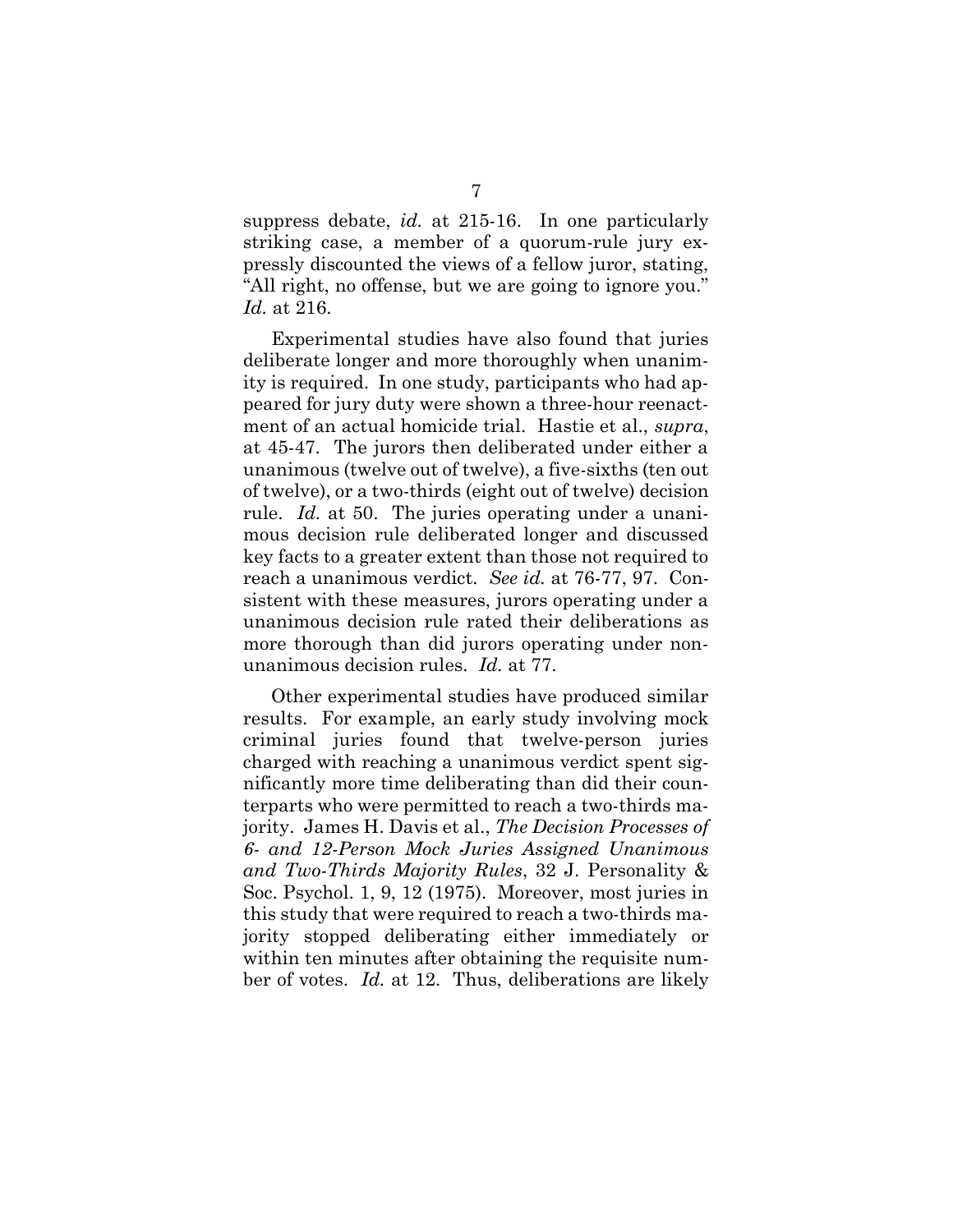suppress debate, *id.* at 215-16. In one particularly striking case, a member of a quorum-rule jury expressly discounted the views of a fellow juror, stating, "All right, no offense, but we are going to ignore you." *Id.* at 216.

Experimental studies have also found that juries deliberate longer and more thoroughly when unanimity is required. In one study, participants who had appeared for jury duty were shown a three-hour reenactment of an actual homicide trial. Hastie et al., *supra*, at 45-47. The jurors then deliberated under either a unanimous (twelve out of twelve), a five-sixths (ten out of twelve), or a two-thirds (eight out of twelve) decision rule. *Id.* at 50. The juries operating under a unanimous decision rule deliberated longer and discussed key facts to a greater extent than those not required to reach a unanimous verdict. *See id.* at 76-77, 97. Consistent with these measures, jurors operating under a unanimous decision rule rated their deliberations as more thorough than did jurors operating under non-unanimous decision rules. *Id.* at 77.

Other experimental studies have produced similar results. For example, an early study involving mock criminal juries found that twelve-person juries charged with reaching a unanimous verdict spent significantly more time deliberating than did their counterparts who were permitted to reach a two-thirds majority. James H. Davis et al., *The Decision Processes of 6- and 12-Person Mock Juries Assigned Unanimous and Two-Thirds Majority Rules*, 32 J. Personality & Soc. Psychol. 1, 9, 12 (1975). Moreover, most juries in this study that were required to reach a two-thirds majority stopped deliberating either immediately or within ten minutes after obtaining the requisite number of votes. *Id.* at 12. Thus, deliberations are likely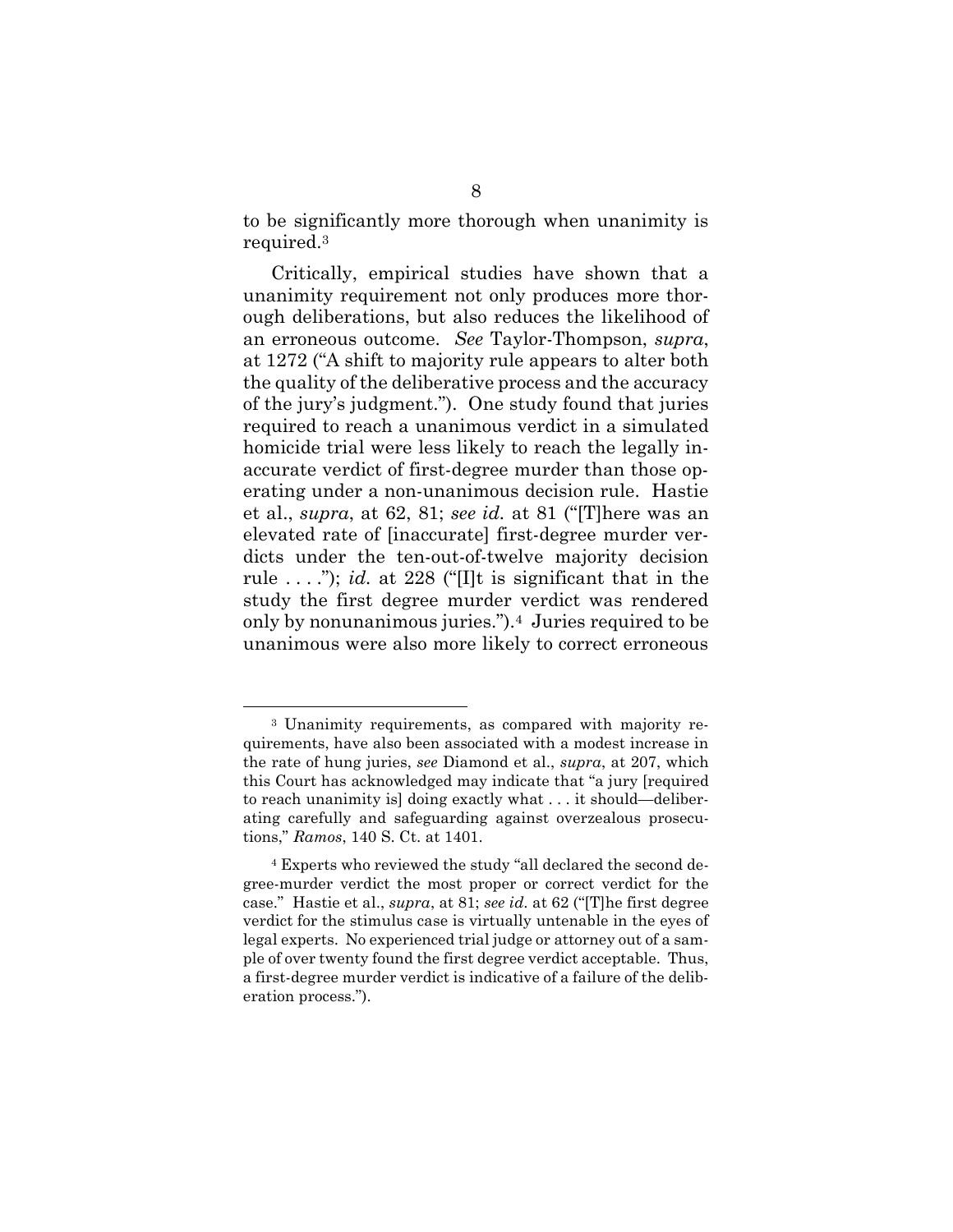to be significantly more thorough when unanimity is required.[3]

Critically, empirical studies have shown that a unanimity requirement not only produces more thorough deliberations, but also reduces the likelihood of an erroneous outcome. *See* Taylor-Thompson, *supra*, at 1272 ("A shift to majority rule appears to alter both the quality of the deliberative process and the accuracy of the jury's judgment."). One study found that juries required to reach a unanimous verdict in a simulated homicide trial were less likely to reach the legally inaccurate verdict of first-degree murder than those operating under a non-unanimous decision rule. Hastie et al., *supra*, at 62, 81; *see id.* at 81 ("[T]here was an elevated rate of [inaccurate] first-degree murder verdicts under the ten-out-of-twelve majority decision rule . . . ."); *id.* at 228 ("[I]t is significant that in the study the first degree murder verdict was rendered only by nonunanimous juries.").[4] Juries required to be unanimous were also more likely to correct erroneous

---

[3] Unanimity requirements, as compared with majority requirements, have also been associated with a modest increase in the rate of hung juries, *see* Diamond et al., *supra*, at 207, which this Court has acknowledged may indicate that "a jury [required to reach unanimity is] doing exactly what . . . it should—deliberating carefully and safeguarding against overzealous prosecutions," *Ramos*, 140 S. Ct. at 1401.

[4] Experts who reviewed the study "all declared the second degree-murder verdict the most proper or correct verdict for the case." Hastie et al., *supra*, at 81; *see id.* at 62 ("[T]he first degree verdict for the stimulus case is virtually untenable in the eyes of legal experts. No experienced trial judge or attorney out of a sample of over twenty found the first degree verdict acceptable. Thus, a first-degree murder verdict is indicative of a failure of the deliberation process.").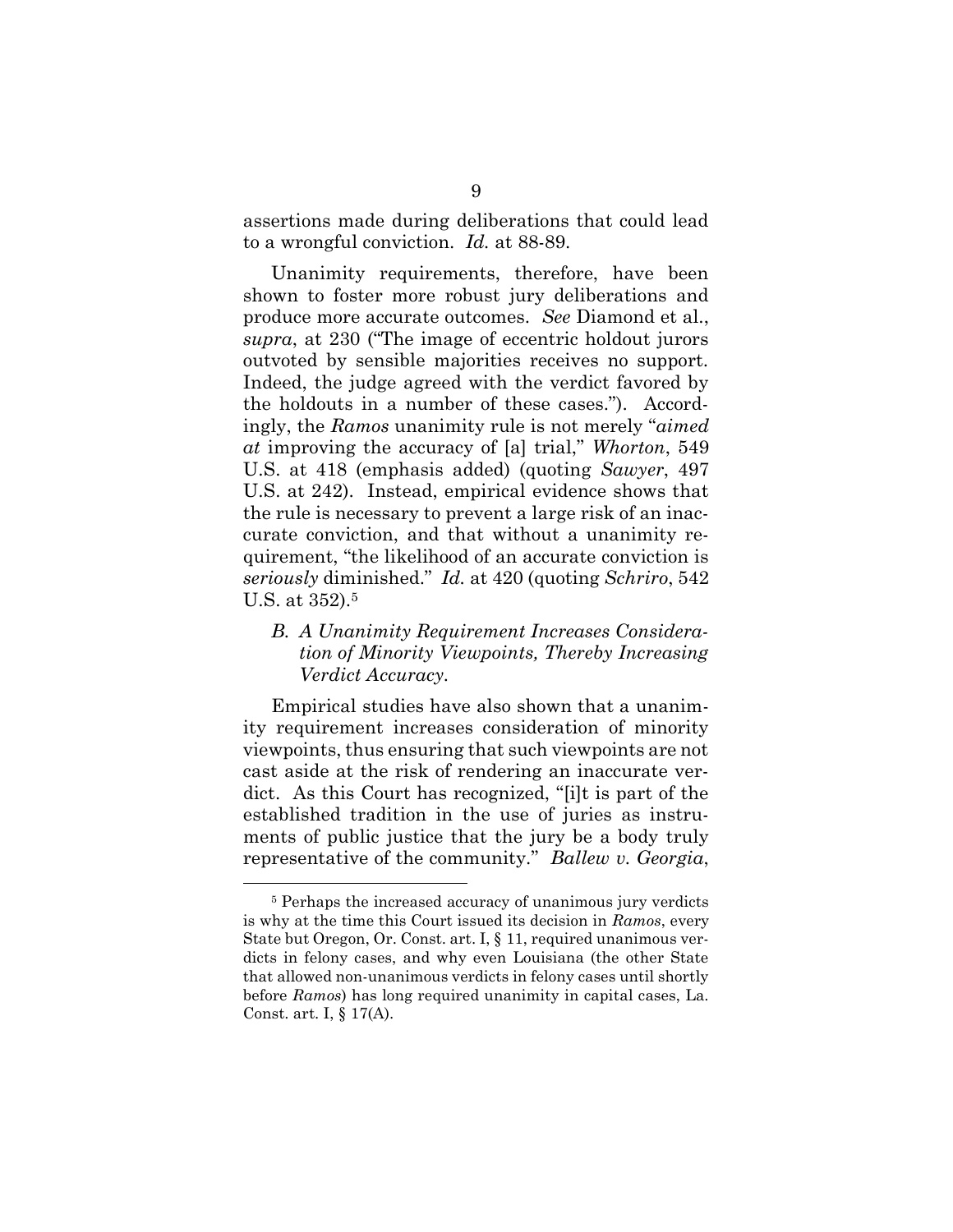assertions made during deliberations that could lead to a wrongful conviction. *Id.* at 88-89.

Unanimity requirements, therefore, have been shown to foster more robust jury deliberations and produce more accurate outcomes. *See* Diamond et al., *supra*, at 230 ("The image of eccentric holdout jurors outvoted by sensible majorities receives no support. Indeed, the judge agreed with the verdict favored by the holdouts in a number of these cases."). Accordingly, the *Ramos* unanimity rule is not merely "*aimed at* improving the accuracy of [a] trial," *Whorton*, 549 U.S. at 418 (emphasis added) (quoting *Sawyer*, 497 U.S. at 242). Instead, empirical evidence shows that the rule is necessary to prevent a large risk of an inaccurate conviction, and that without a unanimity requirement, "the likelihood of an accurate conviction is *seriously* diminished." *Id.* at 420 (quoting *Schriro*, 542 U.S. at 352).[5]

### *B. A Unanimity Requirement Increases Consideration of Minority Viewpoints, Thereby Increasing Verdict Accuracy.*

Empirical studies have also shown that a unanimity requirement increases consideration of minority viewpoints, thus ensuring that such viewpoints are not cast aside at the risk of rendering an inaccurate verdict. As this Court has recognized, "[i]t is part of the established tradition in the use of juries as instruments of public justice that the jury be a body truly representative of the community." *Ballew v. Georgia*,

[5] Perhaps the increased accuracy of unanimous jury verdicts is why at the time this Court issued its decision in *Ramos*, every State but Oregon, Or. Const. art. I, § 11, required unanimous verdicts in felony cases, and why even Louisiana (the other State that allowed non-unanimous verdicts in felony cases until shortly before *Ramos*) has long required unanimity in capital cases, La. Const. art. I, § 17(A).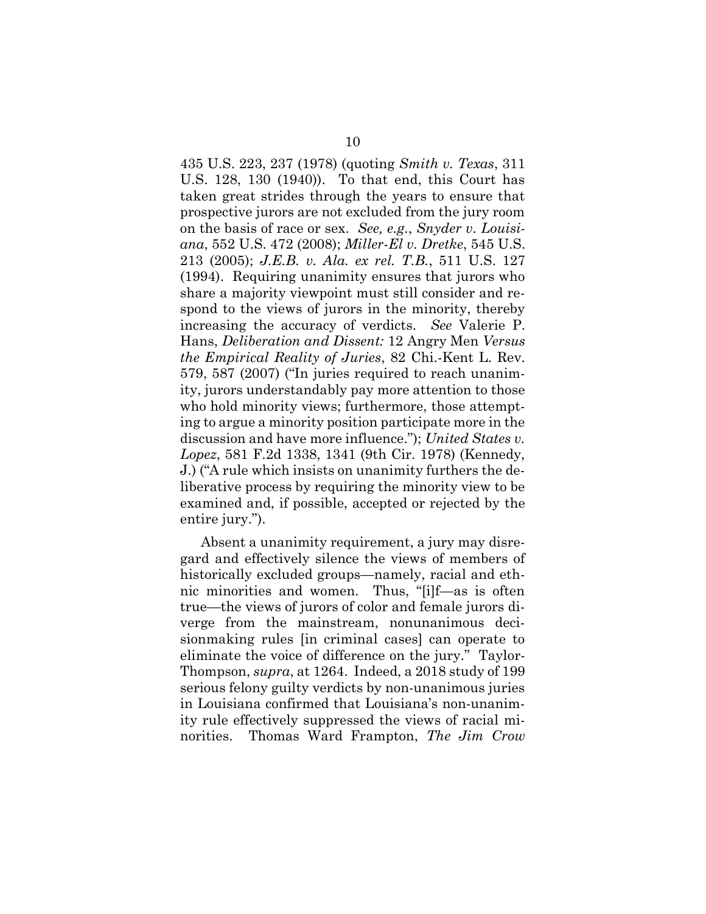435 U.S. 223, 237 (1978) (quoting *Smith v. Texas*, 311 U.S. 128, 130 (1940)). To that end, this Court has taken great strides through the years to ensure that prospective jurors are not excluded from the jury room on the basis of race or sex. *See, e.g.*, *Snyder v. Louisiana*, 552 U.S. 472 (2008); *Miller-El v. Dretke*, 545 U.S. 213 (2005); *J.E.B. v. Ala. ex rel. T.B.*, 511 U.S. 127 (1994). Requiring unanimity ensures that jurors who share a majority viewpoint must still consider and respond to the views of jurors in the minority, thereby increasing the accuracy of verdicts. *See* Valerie P. Hans, *Deliberation and Dissent:* 12 Angry Men *Versus the Empirical Reality of Juries*, 82 Chi.-Kent L. Rev. 579, 587 (2007) ("In juries required to reach unanimity, jurors understandably pay more attention to those who hold minority views; furthermore, those attempting to argue a minority position participate more in the discussion and have more influence."); *United States v. Lopez*, 581 F.2d 1338, 1341 (9th Cir. 1978) (Kennedy, J.) ("A rule which insists on unanimity furthers the deliberative process by requiring the minority view to be examined and, if possible, accepted or rejected by the entire jury.").

Absent a unanimity requirement, a jury may disregard and effectively silence the views of members of historically excluded groups—namely, racial and ethnic minorities and women. Thus, "[i]f—as is often true—the views of jurors of color and female jurors diverge from the mainstream, nonunanimous decisionmaking rules [in criminal cases] can operate to eliminate the voice of difference on the jury." Taylor-Thompson, *supra*, at 1264. Indeed, a 2018 study of 199 serious felony guilty verdicts by non-unanimous juries in Louisiana confirmed that Louisiana's non-unanimity rule effectively suppressed the views of racial minorities. Thomas Ward Frampton, *The Jim Crow*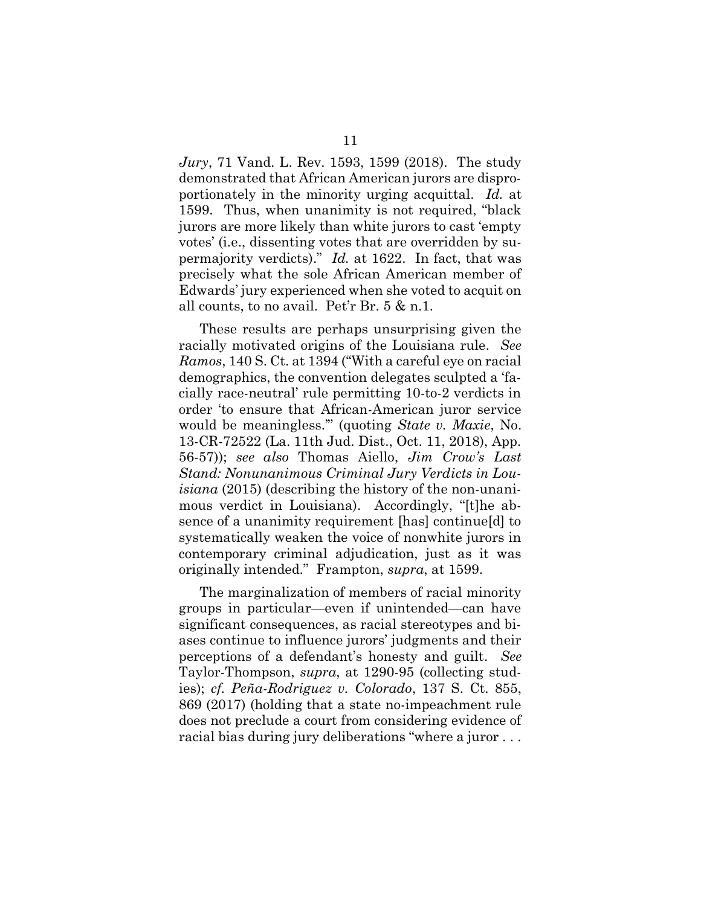*Jury*, 71 Vand. L. Rev. 1593, 1599 (2018). The study demonstrated that African American jurors are disproportionately in the minority urging acquittal. *Id.* at 1599. Thus, when unanimity is not required, "black jurors are more likely than white jurors to cast 'empty votes' (i.e., dissenting votes that are overridden by supermajority verdicts)." *Id.* at 1622. In fact, that was precisely what the sole African American member of Edwards' jury experienced when she voted to acquit on all counts, to no avail. Pet'r Br. 5 & n.1.

These results are perhaps unsurprising given the racially motivated origins of the Louisiana rule. *See Ramos*, 140 S. Ct. at 1394 ("With a careful eye on racial demographics, the convention delegates sculpted a 'facially race-neutral' rule permitting 10-to-2 verdicts in order 'to ensure that African-American juror service would be meaningless.'" (quoting *State v. Maxie*, No. 13-CR-72522 (La. 11th Jud. Dist., Oct. 11, 2018), App. 56-57)); *see also* Thomas Aiello, *Jim Crow's Last Stand: Nonunanimous Criminal Jury Verdicts in Louisiana* (2015) (describing the history of the non-unanimous verdict in Louisiana). Accordingly, "[t]he absence of a unanimity requirement [has] continue[d] to systematically weaken the voice of nonwhite jurors in contemporary criminal adjudication, just as it was originally intended." Frampton, *supra*, at 1599.

The marginalization of members of racial minority groups in particular—even if unintended—can have significant consequences, as racial stereotypes and biases continue to influence jurors' judgments and their perceptions of a defendant's honesty and guilt. *See* Taylor-Thompson, *supra*, at 1290-95 (collecting studies); *cf. Peña-Rodriguez v. Colorado*, 137 S. Ct. 855, 869 (2017) (holding that a state no-impeachment rule does not preclude a court from considering evidence of racial bias during jury deliberations "where a juror . . .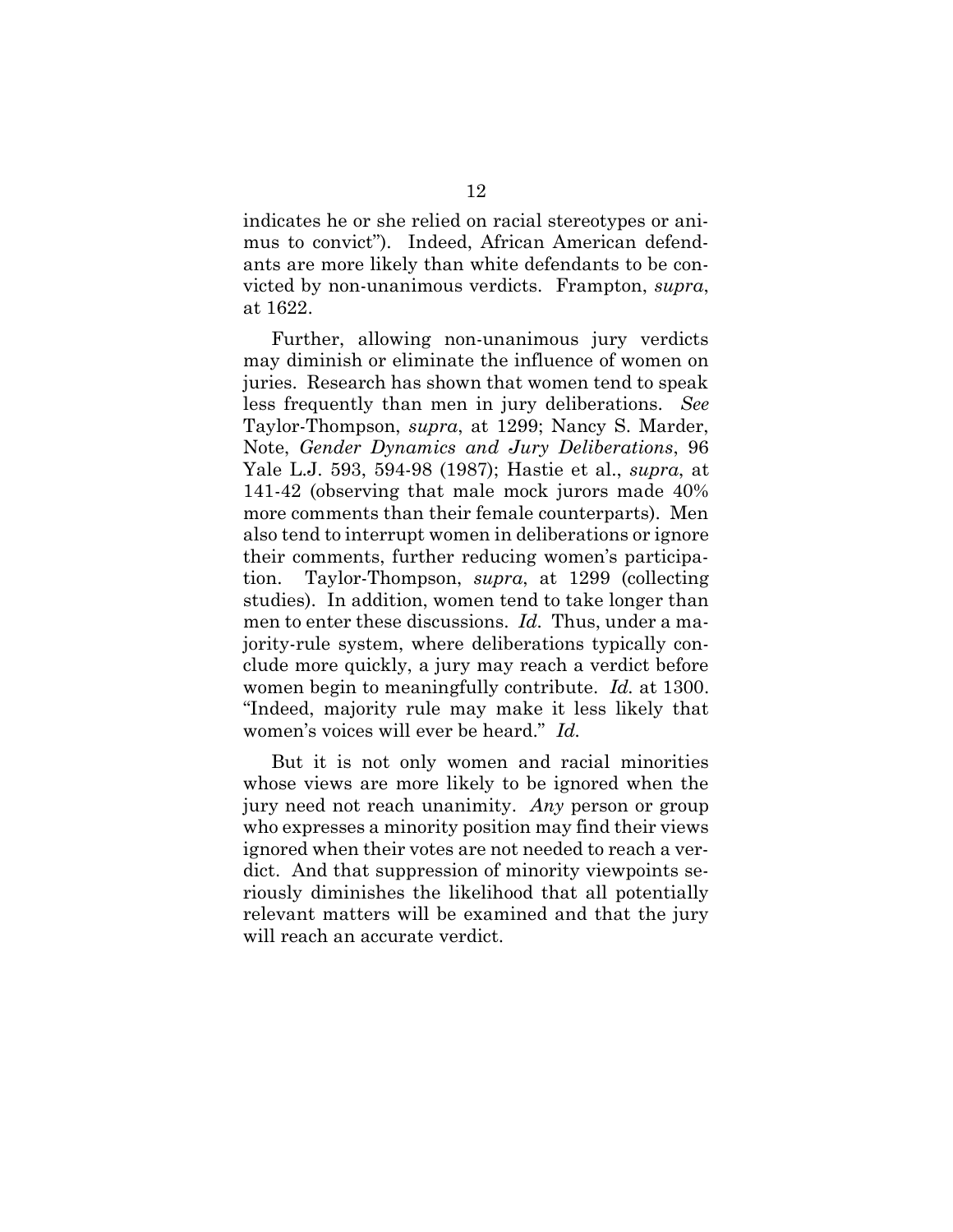indicates he or she relied on racial stereotypes or animus to convict"). Indeed, African American defendants are more likely than white defendants to be convicted by non-unanimous verdicts. Frampton, *supra*, at 1622.

Further, allowing non-unanimous jury verdicts may diminish or eliminate the influence of women on juries. Research has shown that women tend to speak less frequently than men in jury deliberations. *See* Taylor-Thompson, *supra*, at 1299; Nancy S. Marder, Note, *Gender Dynamics and Jury Deliberations*, 96 Yale L.J. 593, 594-98 (1987); Hastie et al., *supra*, at 141-42 (observing that male mock jurors made 40% more comments than their female counterparts). Men also tend to interrupt women in deliberations or ignore their comments, further reducing women's participation. Taylor-Thompson, *supra*, at 1299 (collecting studies). In addition, women tend to take longer than men to enter these discussions. *Id.* Thus, under a majority-rule system, where deliberations typically conclude more quickly, a jury may reach a verdict before women begin to meaningfully contribute. *Id.* at 1300. "Indeed, majority rule may make it less likely that women's voices will ever be heard." *Id.*

But it is not only women and racial minorities whose views are more likely to be ignored when the jury need not reach unanimity. *Any* person or group who expresses a minority position may find their views ignored when their votes are not needed to reach a verdict. And that suppression of minority viewpoints seriously diminishes the likelihood that all potentially relevant matters will be examined and that the jury will reach an accurate verdict.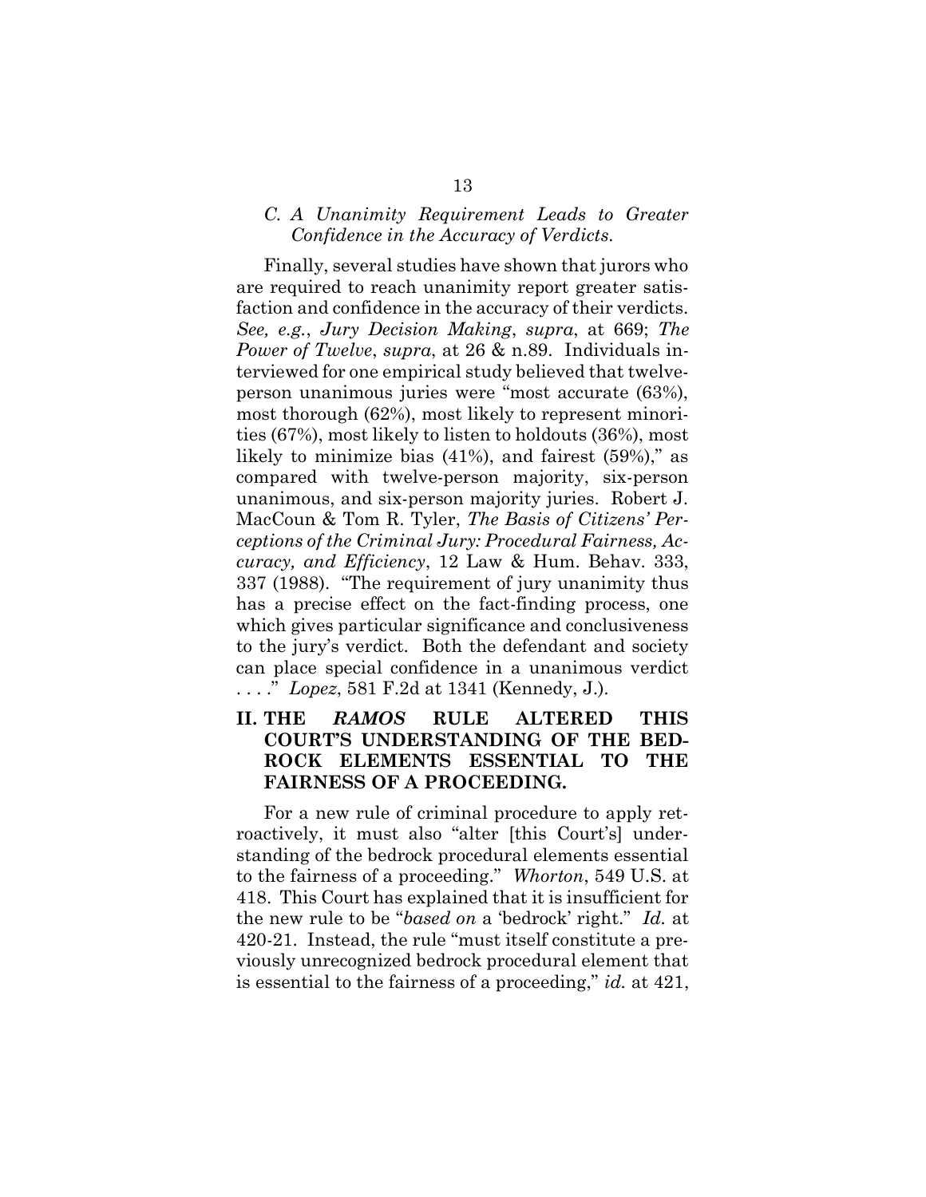### *C. A Unanimity Requirement Leads to Greater Confidence in the Accuracy of Verdicts.*

Finally, several studies have shown that jurors who are required to reach unanimity report greater satisfaction and confidence in the accuracy of their verdicts. *See, e.g.*, *Jury Decision Making*, *supra*, at 669; *The Power of Twelve*, *supra*, at 26 & n.89. Individuals interviewed for one empirical study believed that twelve-person unanimous juries were "most accurate (63%), most thorough (62%), most likely to represent minorities (67%), most likely to listen to holdouts (36%), most likely to minimize bias (41%), and fairest (59%)," as compared with twelve-person majority, six-person unanimous, and six-person majority juries. Robert J. MacCoun & Tom R. Tyler, *The Basis of Citizens' Perceptions of the Criminal Jury: Procedural Fairness, Accuracy, and Efficiency*, 12 Law & Hum. Behav. 333, 337 (1988). "The requirement of jury unanimity thus has a precise effect on the fact-finding process, one which gives particular significance and conclusiveness to the jury's verdict. Both the defendant and society can place special confidence in a unanimous verdict . . . ." *Lopez*, 581 F.2d at 1341 (Kennedy, J.).

## II. THE *RAMOS* RULE ALTERED THIS COURT'S UNDERSTANDING OF THE BEDROCK ELEMENTS ESSENTIAL TO THE FAIRNESS OF A PROCEEDING.

For a new rule of criminal procedure to apply retroactively, it must also "alter [this Court's] understanding of the bedrock procedural elements essential to the fairness of a proceeding." *Whorton*, 549 U.S. at 418. This Court has explained that it is insufficient for the new rule to be "*based on* a 'bedrock' right." *Id.* at 420-21. Instead, the rule "must itself constitute a previously unrecognized bedrock procedural element that is essential to the fairness of a proceeding," *id.* at 421,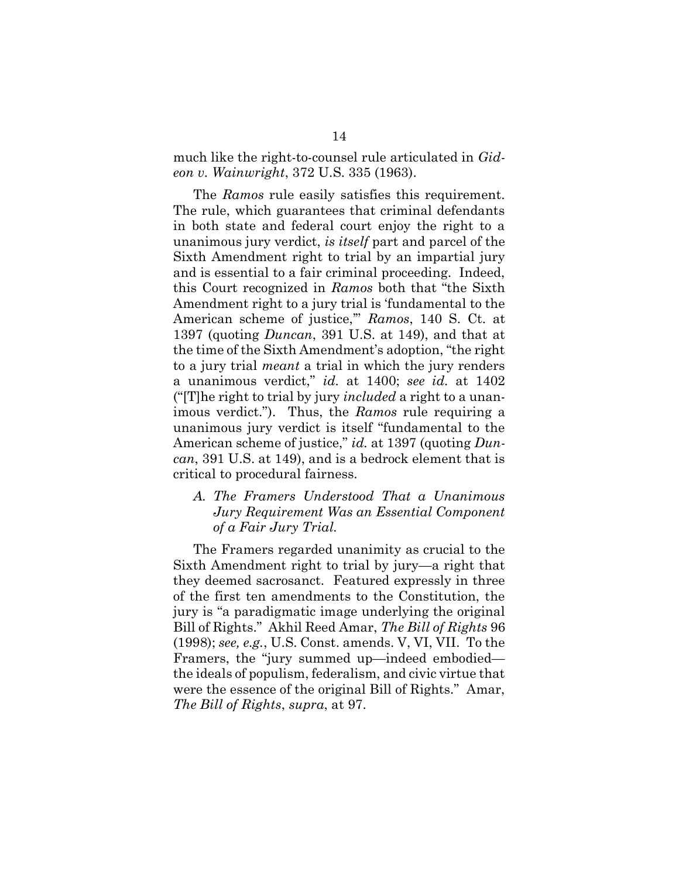much like the right-to-counsel rule articulated in *Gideon v. Wainwright*, 372 U.S. 335 (1963).

The *Ramos* rule easily satisfies this requirement. The rule, which guarantees that criminal defendants in both state and federal court enjoy the right to a unanimous jury verdict, *is itself* part and parcel of the Sixth Amendment right to trial by an impartial jury and is essential to a fair criminal proceeding. Indeed, this Court recognized in *Ramos* both that "the Sixth Amendment right to a jury trial is 'fundamental to the American scheme of justice,'" *Ramos*, 140 S. Ct. at 1397 (quoting *Duncan*, 391 U.S. at 149), and that at the time of the Sixth Amendment's adoption, "the right to a jury trial *meant* a trial in which the jury renders a unanimous verdict," *id.* at 1400; *see id.* at 1402 ("[T]he right to trial by jury *included* a right to a unanimous verdict."). Thus, the *Ramos* rule requiring a unanimous jury verdict is itself "fundamental to the American scheme of justice," *id.* at 1397 (quoting *Duncan*, 391 U.S. at 149), and is a bedrock element that is critical to procedural fairness.

### *A. The Framers Understood That a Unanimous Jury Requirement Was an Essential Component of a Fair Jury Trial.*

The Framers regarded unanimity as crucial to the Sixth Amendment right to trial by jury—a right that they deemed sacrosanct. Featured expressly in three of the first ten amendments to the Constitution, the jury is "a paradigmatic image underlying the original Bill of Rights." Akhil Reed Amar, *The Bill of Rights* 96 (1998); *see, e.g.*, U.S. Const. amends. V, VI, VII. To the Framers, the "jury summed up—indeed embodied—the ideals of populism, federalism, and civic virtue that were the essence of the original Bill of Rights." Amar, *The Bill of Rights*, *supra*, at 97.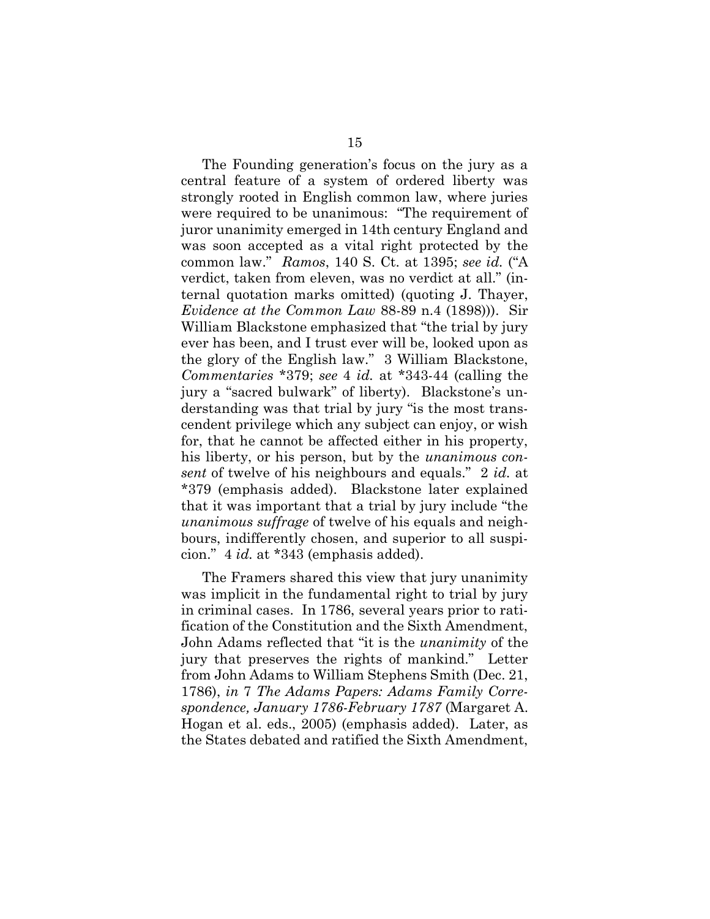The Founding generation's focus on the jury as a central feature of a system of ordered liberty was strongly rooted in English common law, where juries were required to be unanimous: "The requirement of juror unanimity emerged in 14th century England and was soon accepted as a vital right protected by the common law." *Ramos*, 140 S. Ct. at 1395; *see id.* ("A verdict, taken from eleven, was no verdict at all." (internal quotation marks omitted) (quoting J. Thayer, *Evidence at the Common Law* 88-89 n.4 (1898))). Sir William Blackstone emphasized that "the trial by jury ever has been, and I trust ever will be, looked upon as the glory of the English law." 3 William Blackstone, *Commentaries* \*379; *see* 4 *id.* at \*343-44 (calling the jury a "sacred bulwark" of liberty). Blackstone's understanding was that trial by jury "is the most transcendent privilege which any subject can enjoy, or wish for, that he cannot be affected either in his property, his liberty, or his person, but by the *unanimous consent* of twelve of his neighbours and equals." 2 *id.* at \*379 (emphasis added). Blackstone later explained that it was important that a trial by jury include "the *unanimous suffrage* of twelve of his equals and neighbours, indifferently chosen, and superior to all suspicion." 4 *id.* at \*343 (emphasis added).

The Framers shared this view that jury unanimity was implicit in the fundamental right to trial by jury in criminal cases. In 1786, several years prior to ratification of the Constitution and the Sixth Amendment, John Adams reflected that "it is the *unanimity* of the jury that preserves the rights of mankind." Letter from John Adams to William Stephens Smith (Dec. 21, 1786), *in* 7 *The Adams Papers: Adams Family Correspondence, January 1786-February 1787* (Margaret A. Hogan et al. eds., 2005) (emphasis added). Later, as the States debated and ratified the Sixth Amendment,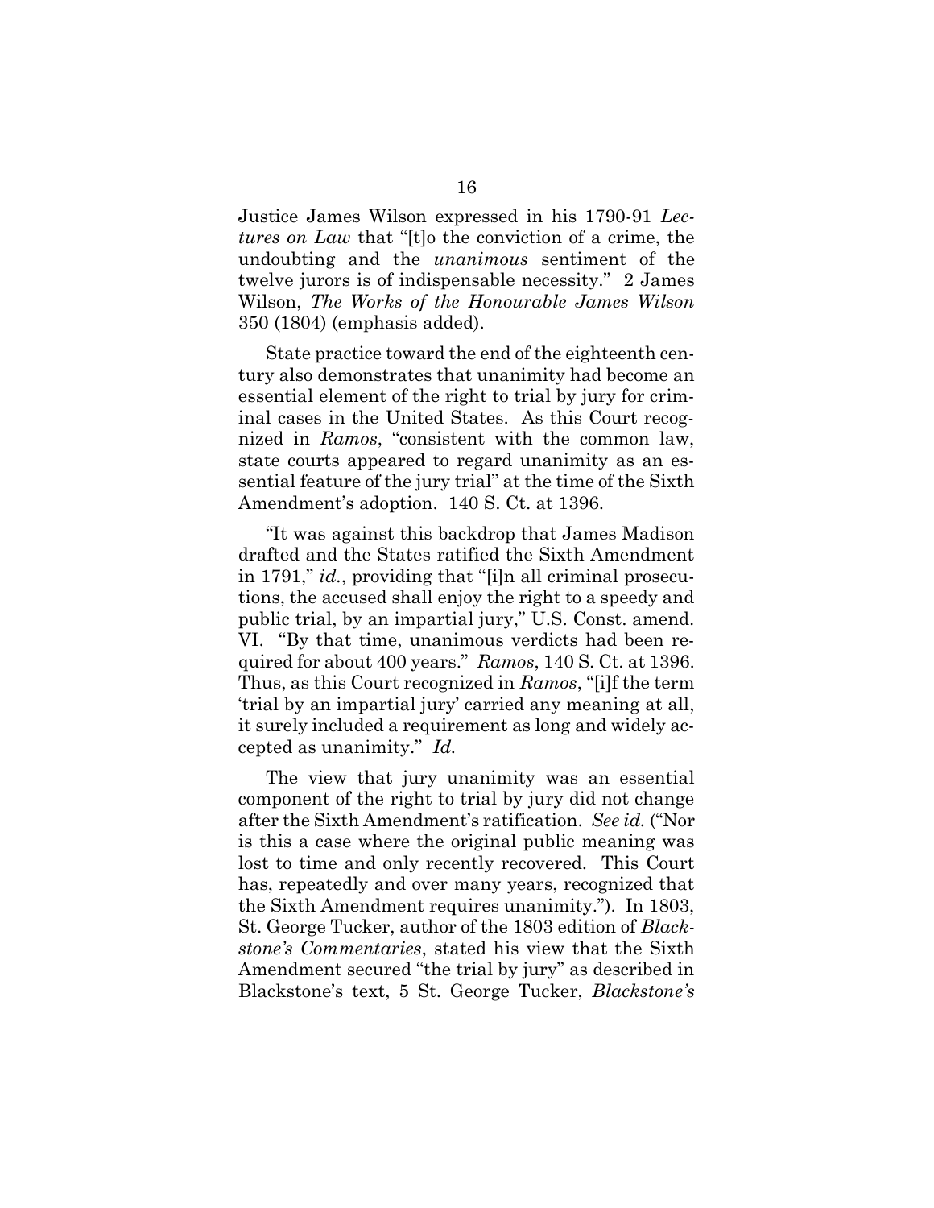Justice James Wilson expressed in his 1790-91 *Lectures on Law* that "[t]o the conviction of a crime, the undoubting and the *unanimous* sentiment of the twelve jurors is of indispensable necessity." 2 James Wilson, *The Works of the Honourable James Wilson* 350 (1804) (emphasis added).

State practice toward the end of the eighteenth century also demonstrates that unanimity had become an essential element of the right to trial by jury for criminal cases in the United States. As this Court recognized in *Ramos*, "consistent with the common law, state courts appeared to regard unanimity as an essential feature of the jury trial" at the time of the Sixth Amendment's adoption. 140 S. Ct. at 1396.

"It was against this backdrop that James Madison drafted and the States ratified the Sixth Amendment in 1791," *id.*, providing that "[i]n all criminal prosecutions, the accused shall enjoy the right to a speedy and public trial, by an impartial jury," U.S. Const. amend. VI. "By that time, unanimous verdicts had been required for about 400 years." *Ramos*, 140 S. Ct. at 1396. Thus, as this Court recognized in *Ramos*, "[i]f the term 'trial by an impartial jury' carried any meaning at all, it surely included a requirement as long and widely accepted as unanimity." *Id.*

The view that jury unanimity was an essential component of the right to trial by jury did not change after the Sixth Amendment's ratification. *See id.* ("Nor is this a case where the original public meaning was lost to time and only recently recovered. This Court has, repeatedly and over many years, recognized that the Sixth Amendment requires unanimity."). In 1803, St. George Tucker, author of the 1803 edition of *Blackstone's Commentaries*, stated his view that the Sixth Amendment secured "the trial by jury" as described in Blackstone's text, 5 St. George Tucker, *Blackstone's*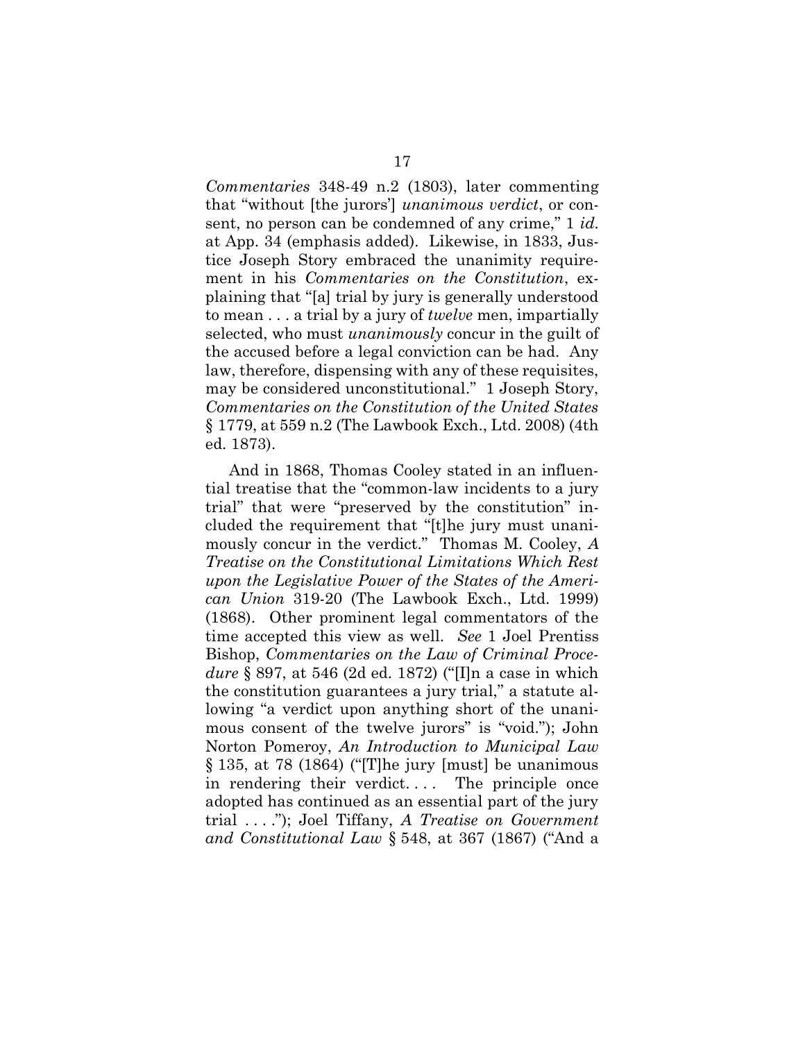*Commentaries* 348-49 n.2 (1803), later commenting that "without [the jurors'] *unanimous verdict*, or consent, no person can be condemned of any crime," 1 *id.* at App. 34 (emphasis added). Likewise, in 1833, Justice Joseph Story embraced the unanimity requirement in his *Commentaries on the Constitution*, explaining that "[a] trial by jury is generally understood to mean . . . a trial by a jury of *twelve* men, impartially selected, who must *unanimously* concur in the guilt of the accused before a legal conviction can be had. Any law, therefore, dispensing with any of these requisites, may be considered unconstitutional." 1 Joseph Story, *Commentaries on the Constitution of the United States* § 1779, at 559 n.2 (The Lawbook Exch., Ltd. 2008) (4th ed. 1873).

And in 1868, Thomas Cooley stated in an influential treatise that the "common-law incidents to a jury trial" that were "preserved by the constitution" included the requirement that "[t]he jury must unanimously concur in the verdict." Thomas M. Cooley, *A Treatise on the Constitutional Limitations Which Rest upon the Legislative Power of the States of the American Union* 319-20 (The Lawbook Exch., Ltd. 1999) (1868). Other prominent legal commentators of the time accepted this view as well. *See* 1 Joel Prentiss Bishop, *Commentaries on the Law of Criminal Procedure* § 897, at 546 (2d ed. 1872) ("[I]n a case in which the constitution guarantees a jury trial," a statute allowing "a verdict upon anything short of the unanimous consent of the twelve jurors" is "void."); John Norton Pomeroy, *An Introduction to Municipal Law* § 135, at 78 (1864) ("[T]he jury [must] be unanimous in rendering their verdict. . . . The principle once adopted has continued as an essential part of the jury trial . . . ."); Joel Tiffany, *A Treatise on Government and Constitutional Law* § 548, at 367 (1867) ("And a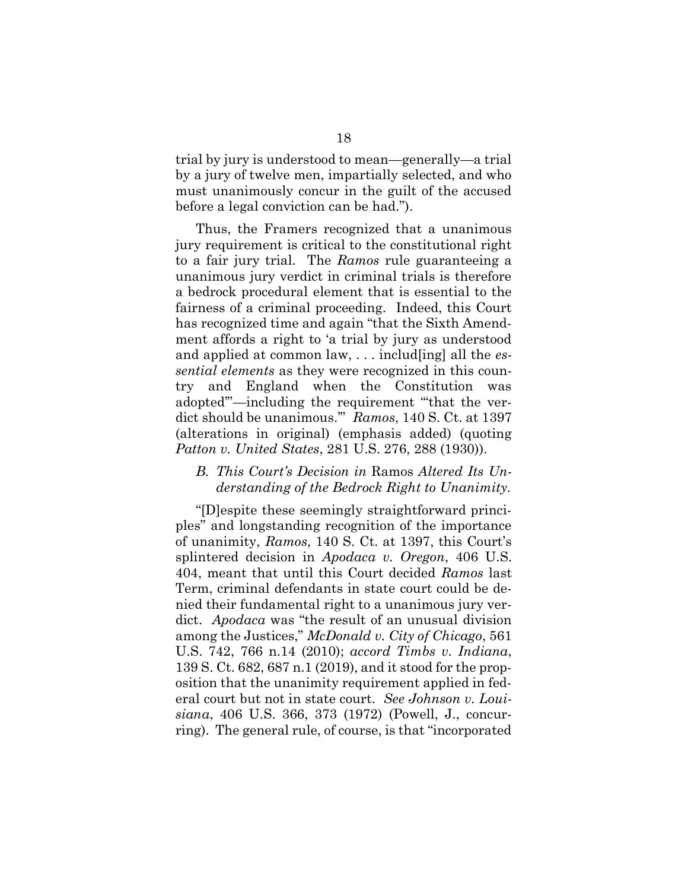trial by jury is understood to mean—generally—a trial by a jury of twelve men, impartially selected, and who must unanimously concur in the guilt of the accused before a legal conviction can be had.").

Thus, the Framers recognized that a unanimous jury requirement is critical to the constitutional right to a fair jury trial. The *Ramos* rule guaranteeing a unanimous jury verdict in criminal trials is therefore a bedrock procedural element that is essential to the fairness of a criminal proceeding. Indeed, this Court has recognized time and again "that the Sixth Amendment affords a right to 'a trial by jury as understood and applied at common law, . . . includ[ing] all the *essential elements* as they were recognized in this country and England when the Constitution was adopted'"—including the requirement "'that the verdict should be unanimous.'" *Ramos*, 140 S. Ct. at 1397 (alterations in original) (emphasis added) (quoting *Patton v. United States*, 281 U.S. 276, 288 (1930)).

### *B. This Court's Decision in* Ramos *Altered Its Understanding of the Bedrock Right to Unanimity.*

"[D]espite these seemingly straightforward principles" and longstanding recognition of the importance of unanimity, *Ramos*, 140 S. Ct. at 1397, this Court's splintered decision in *Apodaca v. Oregon*, 406 U.S. 404, meant that until this Court decided *Ramos* last Term, criminal defendants in state court could be denied their fundamental right to a unanimous jury verdict. *Apodaca* was "the result of an unusual division among the Justices," *McDonald v. City of Chicago*, 561 U.S. 742, 766 n.14 (2010); *accord Timbs v. Indiana*, 139 S. Ct. 682, 687 n.1 (2019), and it stood for the proposition that the unanimity requirement applied in federal court but not in state court. *See Johnson v. Louisiana*, 406 U.S. 366, 373 (1972) (Powell, J., concurring). The general rule, of course, is that "incorporated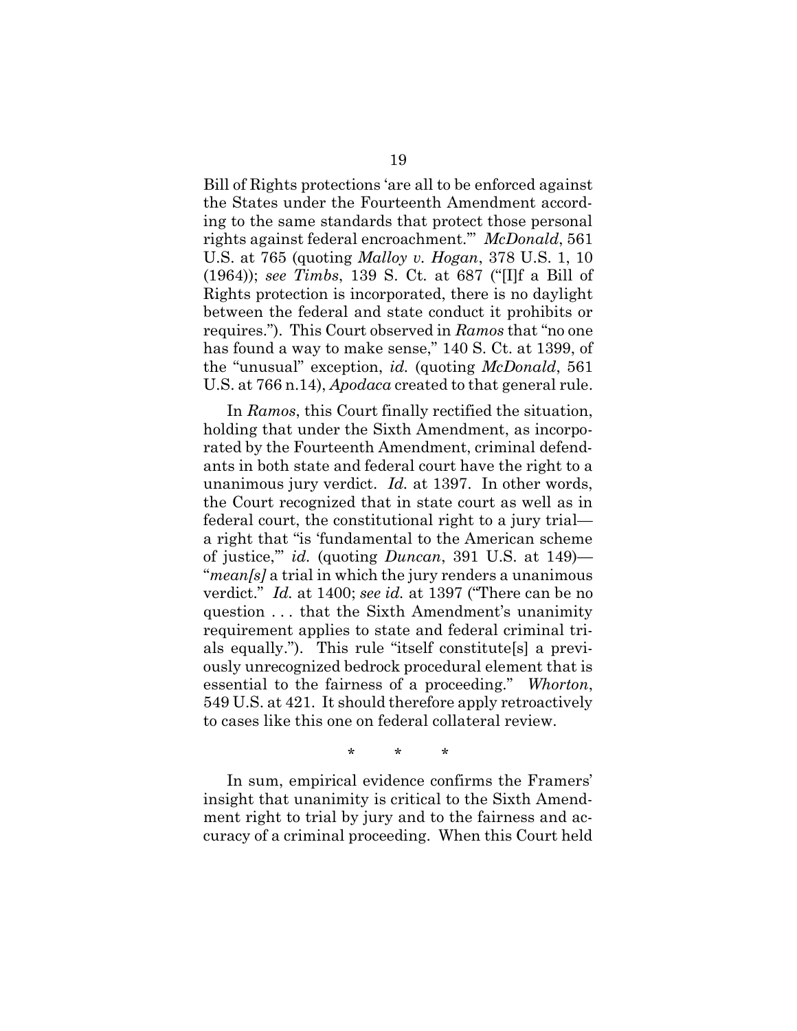Bill of Rights protections 'are all to be enforced against the States under the Fourteenth Amendment according to the same standards that protect those personal rights against federal encroachment.'" *McDonald*, 561 U.S. at 765 (quoting *Malloy v. Hogan*, 378 U.S. 1, 10 (1964)); *see Timbs*, 139 S. Ct. at 687 ("[I]f a Bill of Rights protection is incorporated, there is no daylight between the federal and state conduct it prohibits or requires."). This Court observed in *Ramos* that "no one has found a way to make sense," 140 S. Ct. at 1399, of the "unusual" exception, *id.* (quoting *McDonald*, 561 U.S. at 766 n.14), *Apodaca* created to that general rule.

In *Ramos*, this Court finally rectified the situation, holding that under the Sixth Amendment, as incorporated by the Fourteenth Amendment, criminal defendants in both state and federal court have the right to a unanimous jury verdict. *Id.* at 1397. In other words, the Court recognized that in state court as well as in federal court, the constitutional right to a jury trial—a right that "is 'fundamental to the American scheme of justice,'" *id.* (quoting *Duncan*, 391 U.S. at 149)—"*mean[s]* a trial in which the jury renders a unanimous verdict." *Id.* at 1400; *see id.* at 1397 ("There can be no question . . . that the Sixth Amendment's unanimity requirement applies to state and federal criminal trials equally."). This rule "itself constitute[s] a previously unrecognized bedrock procedural element that is essential to the fairness of a proceeding." *Whorton*, 549 U.S. at 421. It should therefore apply retroactively to cases like this one on federal collateral review.

\* \* \*

In sum, empirical evidence confirms the Framers' insight that unanimity is critical to the Sixth Amendment right to trial by jury and to the fairness and accuracy of a criminal proceeding. When this Court held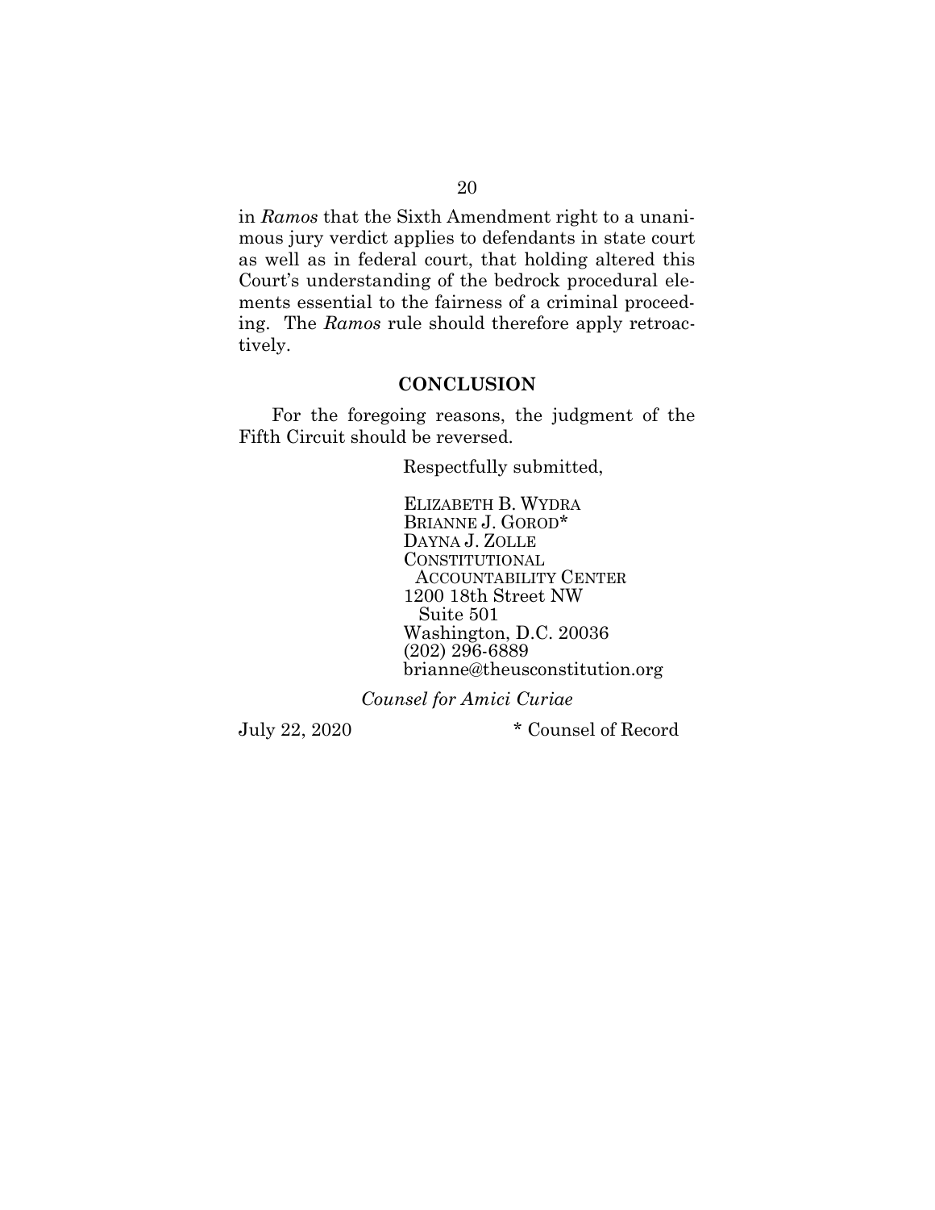in *Ramos* that the Sixth Amendment right to a unanimous jury verdict applies to defendants in state court as well as in federal court, that holding altered this Court's understanding of the bedrock procedural elements essential to the fairness of a criminal proceeding. The *Ramos* rule should therefore apply retroactively.

## CONCLUSION

For the foregoing reasons, the judgment of the Fifth Circuit should be reversed.

Respectfully submitted,

ELIZABETH B. WYDRA
BRIANNE J. GOROD*
DAYNA J. ZOLLE
CONSTITUTIONAL
ACCOUNTABILITY CENTER
1200 18th Street NW
Suite 501
Washington, D.C. 20036
(202) 296-6889
brianne@theusconstitution.org

*Counsel for Amici Curiae*

July 22, 2020

\* Counsel of Record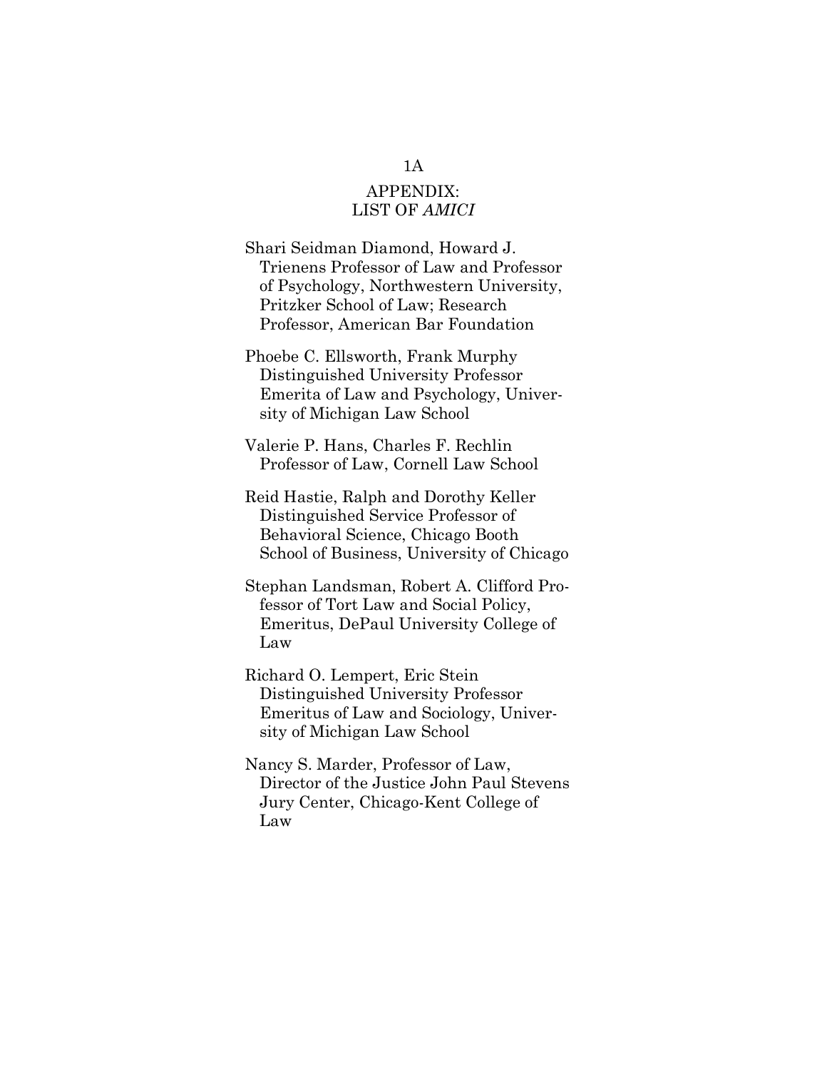# APPENDIX: LIST OF *AMICI*

Shari Seidman Diamond, Howard J. Trienens Professor of Law and Professor of Psychology, Northwestern University, Pritzker School of Law; Research Professor, American Bar Foundation

Phoebe C. Ellsworth, Frank Murphy Distinguished University Professor Emerita of Law and Psychology, University of Michigan Law School

Valerie P. Hans, Charles F. Rechlin Professor of Law, Cornell Law School

Reid Hastie, Ralph and Dorothy Keller Distinguished Service Professor of Behavioral Science, Chicago Booth School of Business, University of Chicago

Stephan Landsman, Robert A. Clifford Professor of Tort Law and Social Policy, Emeritus, DePaul University College of Law

Richard O. Lempert, Eric Stein Distinguished University Professor Emeritus of Law and Sociology, University of Michigan Law School

Nancy S. Marder, Professor of Law, Director of the Justice John Paul Stevens Jury Center, Chicago-Kent College of Law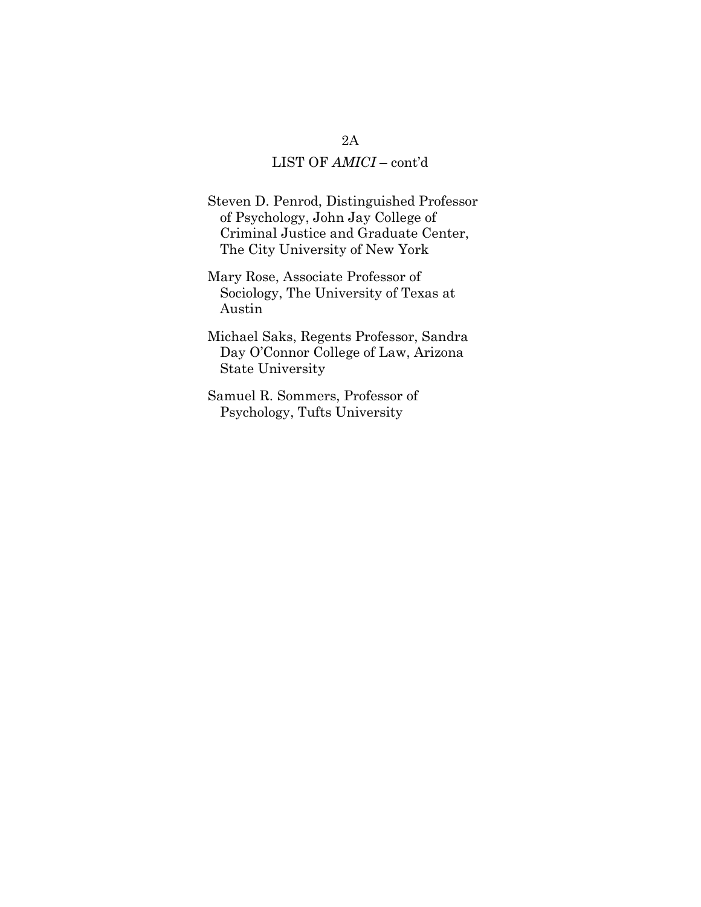LIST OF *AMICI* – cont'd

Steven D. Penrod, Distinguished Professor of Psychology, John Jay College of Criminal Justice and Graduate Center, The City University of New York

Mary Rose, Associate Professor of Sociology, The University of Texas at Austin

Michael Saks, Regents Professor, Sandra Day O'Connor College of Law, Arizona State University

Samuel R. Sommers, Professor of Psychology, Tufts University